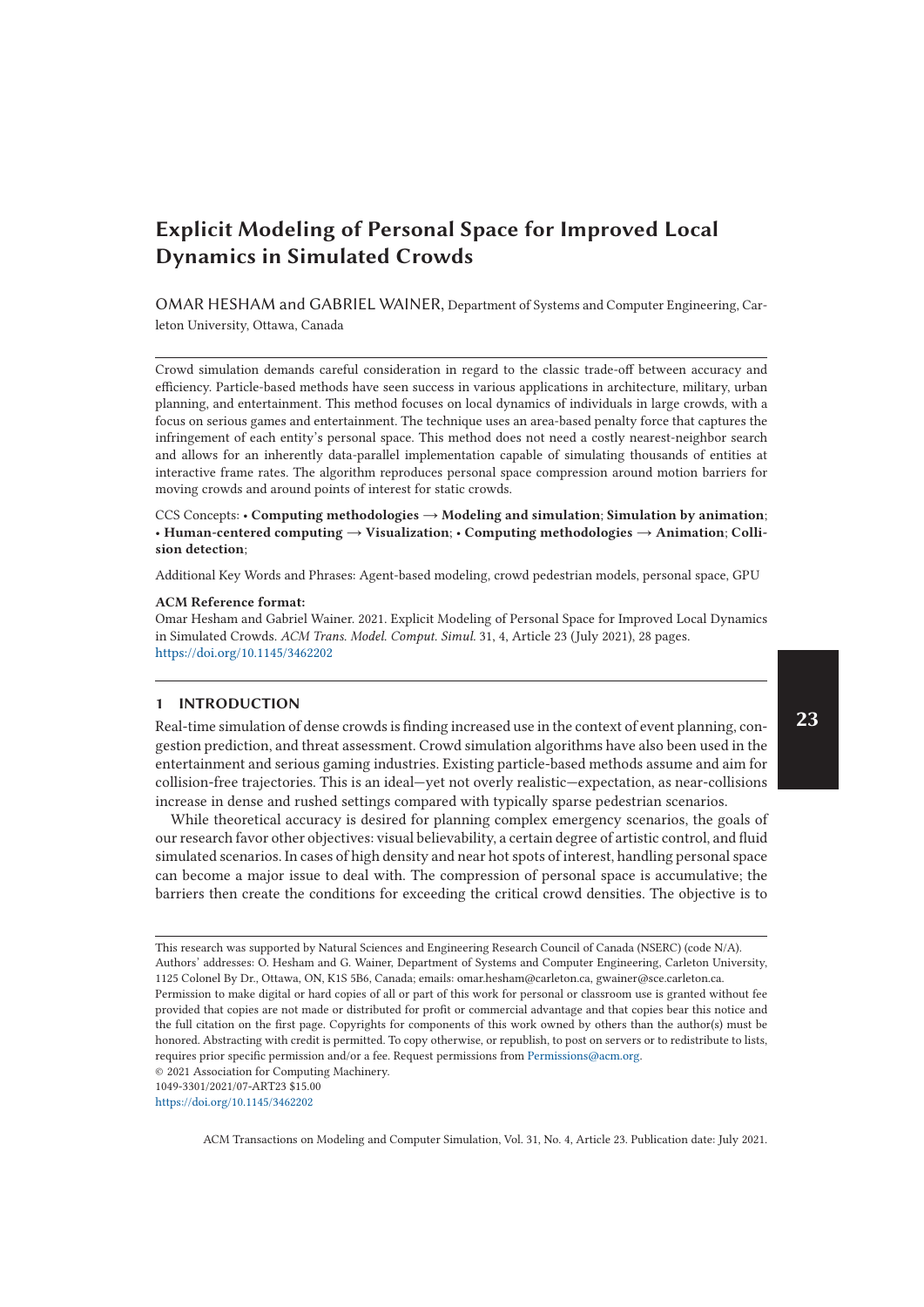# Explicit Modeling of Personal Space for Improved Local Dynamics in Simulated Crowds

OMAR HESHAM and GABRIEL WAINER, Department of Systems and Computer Engineering, Carleton University, Ottawa, Canada

Crowd simulation demands careful consideration in regard to the classic trade-off between accuracy and efficiency. Particle-based methods have seen success in various applications in architecture, military, urban planning, and entertainment. This method focuses on local dynamics of individuals in large crowds, with a focus on serious games and entertainment. The technique uses an area-based penalty force that captures the infringement of each entity's personal space. This method does not need a costly nearest-neighbor search and allows for an inherently data-parallel implementation capable of simulating thousands of entities at interactive frame rates. The algorithm reproduces personal space compression around motion barriers for moving crowds and around points of interest for static crowds.

CCS Concepts: • **Computing methodologies → Modeling and simulation**; **Simulation by animation**; • **Human-centered computing → Visualization**; • **Computing methodologies → Animation**; **Collision detection**;

Additional Key Words and Phrases: Agent-based modeling, crowd pedestrian models, personal space, GPU

**ACM Reference format:**

Omar Hesham and Gabriel Wainer. 2021. Explicit Modeling of Personal Space for Improved Local Dynamics in Simulated Crowds. *ACM Trans. Model. Comput. Simul.* 31, 4, Article 23 (July 2021), 28 pages.
https://doi.org/10.1145/3462202

## 1 INTRODUCTION

Real-time simulation of dense crowds is finding increased use in the context of event planning, congestion prediction, and threat assessment. Crowd simulation algorithms have also been used in the entertainment and serious gaming industries. Existing particle-based methods assume and aim for collision-free trajectories. This is an ideal—yet not overly realistic—expectation, as near-collisions increase in dense and rushed settings compared with typically sparse pedestrian scenarios.

While theoretical accuracy is desired for planning complex emergency scenarios, the goals of our research favor other objectives: visual believability, a certain degree of artistic control, and fluid simulated scenarios. In cases of high density and near hot spots of interest, handling personal space can become a major issue to deal with. The compression of personal space is accumulative; the barriers then create the conditions for exceeding the critical crowd densities. The objective is to

This research was supported by Natural Sciences and Engineering Research Council of Canada (NSERC) (code N/A).
Authors' addresses: O. Hesham and G. Wainer, Department of Systems and Computer Engineering, Carleton University, 1125 Colonel By Dr., Ottawa, ON, K1S 5B6, Canada; emails: omar.hesham@carleton.ca, gwainer@sce.carleton.ca.
Permission to make digital or hard copies of all or part of this work for personal or classroom use is granted without fee provided that copies are not made or distributed for profit or commercial advantage and that copies bear this notice and the full citation on the first page. Copyrights for components of this work owned by others than the author(s) must be honored. Abstracting with credit is permitted. To copy otherwise, or republish, to post on servers or to redistribute to lists, requires prior specific permission and/or a fee. Request permissions from Permissions@acm.org.
© 2021 Association for Computing Machinery.
1049-3301/2021/07-ART23 $15.00
https://doi.org/10.1145/3462202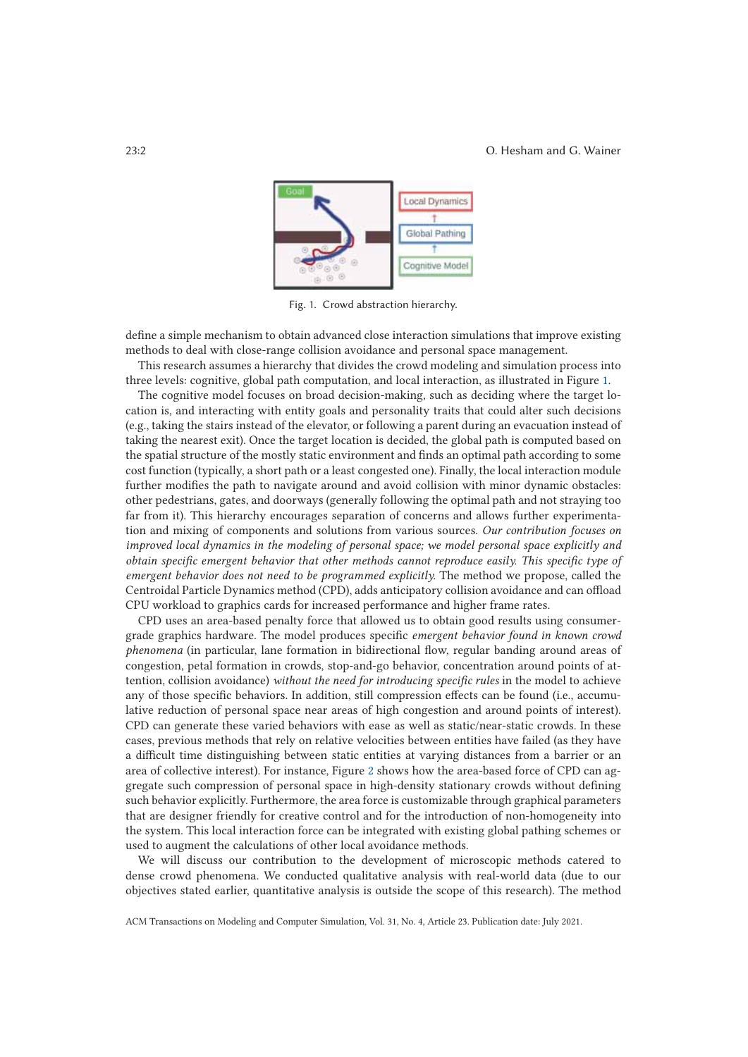Fig. 1. Crowd abstraction hierarchy.

define a simple mechanism to obtain advanced close interaction simulations that improve existing methods to deal with close-range collision avoidance and personal space management.

This research assumes a hierarchy that divides the crowd modeling and simulation process into three levels: cognitive, global path computation, and local interaction, as illustrated in Figure 1.

The cognitive model focuses on broad decision-making, such as deciding where the target location is, and interacting with entity goals and personality traits that could alter such decisions (e.g., taking the stairs instead of the elevator, or following a parent during an evacuation instead of taking the nearest exit). Once the target location is decided, the global path is computed based on the spatial structure of the mostly static environment and finds an optimal path according to some cost function (typically, a short path or a least congested one). Finally, the local interaction module further modifies the path to navigate around and avoid collision with minor dynamic obstacles: other pedestrians, gates, and doorways (generally following the optimal path and not straying too far from it). This hierarchy encourages separation of concerns and allows further experimentation and mixing of components and solutions from various sources. *Our contribution focuses on improved local dynamics in the modeling of personal space; we model personal space explicitly and obtain specific emergent behavior that other methods cannot reproduce easily. This specific type of emergent behavior does not need to be programmed explicitly.* The method we propose, called the Centroidal Particle Dynamics method (CPD), adds anticipatory collision avoidance and can offload CPU workload to graphics cards for increased performance and higher frame rates.

CPD uses an area-based penalty force that allowed us to obtain good results using consumer-grade graphics hardware. The model produces specific *emergent behavior found in known crowd phenomena* (in particular, lane formation in bidirectional flow, regular banding around areas of congestion, petal formation in crowds, stop-and-go behavior, concentration around points of attention, collision avoidance) *without the need for introducing specific rules* in the model to achieve any of those specific behaviors. In addition, still compression effects can be found (i.e., accumulative reduction of personal space near areas of high congestion and around points of interest). CPD can generate these varied behaviors with ease as well as static/near-static crowds. In these cases, previous methods that rely on relative velocities between entities have failed (as they have a difficult time distinguishing between static entities at varying distances from a barrier or an area of collective interest). For instance, Figure 2 shows how the area-based force of CPD can aggregate such compression of personal space in high-density stationary crowds without defining such behavior explicitly. Furthermore, the area force is customizable through graphical parameters that are designer friendly for creative control and for the introduction of non-homogeneity into the system. This local interaction force can be integrated with existing global pathing schemes or used to augment the calculations of other local avoidance methods.

We will discuss our contribution to the development of microscopic methods catered to dense crowd phenomena. We conducted qualitative analysis with real-world data (due to our objectives stated earlier, quantitative analysis is outside the scope of this research). The method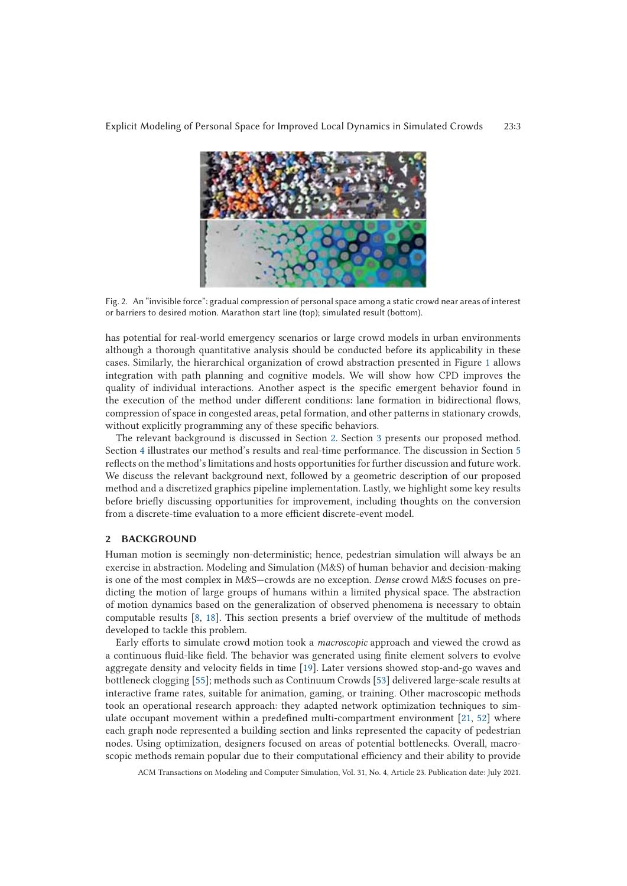Fig. 2. An "invisible force": gradual compression of personal space among a static crowd near areas of interest or barriers to desired motion. Marathon start line (top); simulated result (bottom).

has potential for real-world emergency scenarios or large crowd models in urban environments although a thorough quantitative analysis should be conducted before its applicability in these cases. Similarly, the hierarchical organization of crowd abstraction presented in Figure 1 allows integration with path planning and cognitive models. We will show how CPD improves the quality of individual interactions. Another aspect is the specific emergent behavior found in the execution of the method under different conditions: lane formation in bidirectional flows, compression of space in congested areas, petal formation, and other patterns in stationary crowds, without explicitly programming any of these specific behaviors.

The relevant background is discussed in Section 2. Section 3 presents our proposed method. Section 4 illustrates our method's results and real-time performance. The discussion in Section 5 reflects on the method's limitations and hosts opportunities for further discussion and future work. We discuss the relevant background next, followed by a geometric description of our proposed method and a discretized graphics pipeline implementation. Lastly, we highlight some key results before briefly discussing opportunities for improvement, including thoughts on the conversion from a discrete-time evaluation to a more efficient discrete-event model.

## 2 BACKGROUND

Human motion is seemingly non-deterministic; hence, pedestrian simulation will always be an exercise in abstraction. Modeling and Simulation (M&S) of human behavior and decision-making is one of the most complex in M&S—crowds are no exception. *Dense* crowd M&S focuses on predicting the motion of large groups of humans within a limited physical space. The abstraction of motion dynamics based on the generalization of observed phenomena is necessary to obtain computable results [8, 18]. This section presents a brief overview of the multitude of methods developed to tackle this problem.

Early efforts to simulate crowd motion took a *macroscopic* approach and viewed the crowd as a continuous fluid-like field. The behavior was generated using finite element solvers to evolve aggregate density and velocity fields in time [19]. Later versions showed stop-and-go waves and bottleneck clogging [55]; methods such as Continuum Crowds [53] delivered large-scale results at interactive frame rates, suitable for animation, gaming, or training. Other macroscopic methods took an operational research approach: they adapted network optimization techniques to simulate occupant movement within a predefined multi-compartment environment [21, 52] where each graph node represented a building section and links represented the capacity of pedestrian nodes. Using optimization, designers focused on areas of potential bottlenecks. Overall, macroscopic methods remain popular due to their computational efficiency and their ability to provide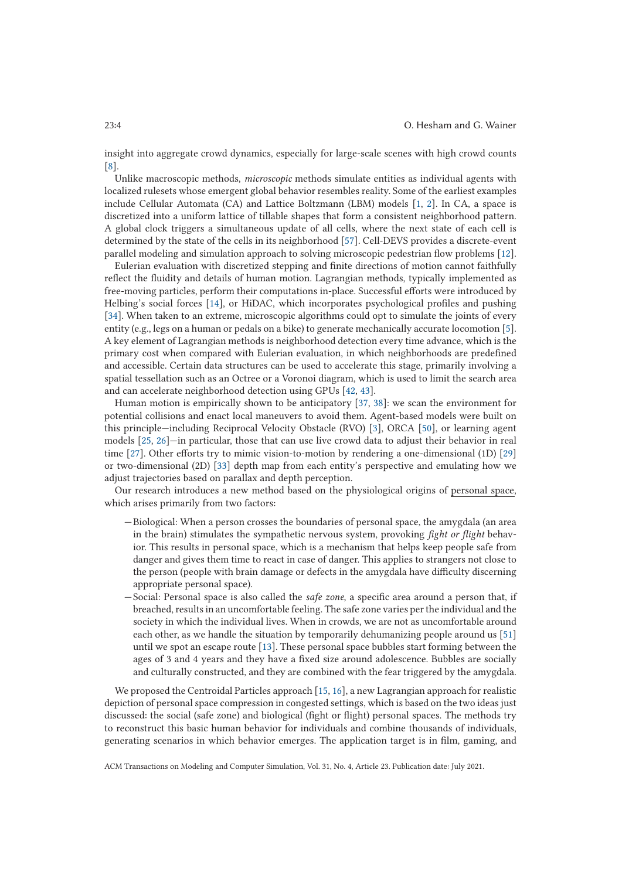insight into aggregate crowd dynamics, especially for large-scale scenes with high crowd counts [8].

Unlike macroscopic methods, *microscopic* methods simulate entities as individual agents with localized rulesets whose emergent global behavior resembles reality. Some of the earliest examples include Cellular Automata (CA) and Lattice Boltzmann (LBM) models [1, 2]. In CA, a space is discretized into a uniform lattice of tillable shapes that form a consistent neighborhood pattern. A global clock triggers a simultaneous update of all cells, where the next state of each cell is determined by the state of the cells in its neighborhood [57]. Cell-DEVS provides a discrete-event parallel modeling and simulation approach to solving microscopic pedestrian flow problems [12].

Eulerian evaluation with discretized stepping and finite directions of motion cannot faithfully reflect the fluidity and details of human motion. Lagrangian methods, typically implemented as free-moving particles, perform their computations in-place. Successful efforts were introduced by Helbing's social forces [14], or HiDAC, which incorporates psychological profiles and pushing [34]. When taken to an extreme, microscopic algorithms could opt to simulate the joints of every entity (e.g., legs on a human or pedals on a bike) to generate mechanically accurate locomotion [5]. A key element of Lagrangian methods is neighborhood detection every time advance, which is the primary cost when compared with Eulerian evaluation, in which neighborhoods are predefined and accessible. Certain data structures can be used to accelerate this stage, primarily involving a spatial tessellation such as an Octree or a Voronoi diagram, which is used to limit the search area and can accelerate neighborhood detection using GPUs [42, 43].

Human motion is empirically shown to be anticipatory [37, 38]: we scan the environment for potential collisions and enact local maneuvers to avoid them. Agent-based models were built on this principle—including Reciprocal Velocity Obstacle (RVO) [3], ORCA [50], or learning agent models [25, 26]—in particular, those that can use live crowd data to adjust their behavior in real time [27]. Other efforts try to mimic vision-to-motion by rendering a one-dimensional (1D) [29] or two-dimensional (2D) [33] depth map from each entity's perspective and emulating how we adjust trajectories based on parallax and depth perception.

Our research introduces a new method based on the physiological origins of personal space, which arises primarily from two factors:

- Biological: When a person crosses the boundaries of personal space, the amygdala (an area in the brain) stimulates the sympathetic nervous system, provoking *fight or flight* behavior. This results in personal space, which is a mechanism that helps keep people safe from danger and gives them time to react in case of danger. This applies to strangers not close to the person (people with brain damage or defects in the amygdala have difficulty discerning appropriate personal space).
- Social: Personal space is also called the *safe zone*, a specific area around a person that, if breached, results in an uncomfortable feeling. The safe zone varies per the individual and the society in which the individual lives. When in crowds, we are not as uncomfortable around each other, as we handle the situation by temporarily dehumanizing people around us [51] until we spot an escape route [13]. These personal space bubbles start forming between the ages of 3 and 4 years and they have a fixed size around adolescence. Bubbles are socially and culturally constructed, and they are combined with the fear triggered by the amygdala.

We proposed the Centroidal Particles approach [15, 16], a new Lagrangian approach for realistic depiction of personal space compression in congested settings, which is based on the two ideas just discussed: the social (safe zone) and biological (fight or flight) personal spaces. The methods try to reconstruct this basic human behavior for individuals and combine thousands of individuals, generating scenarios in which behavior emerges. The application target is in film, gaming, and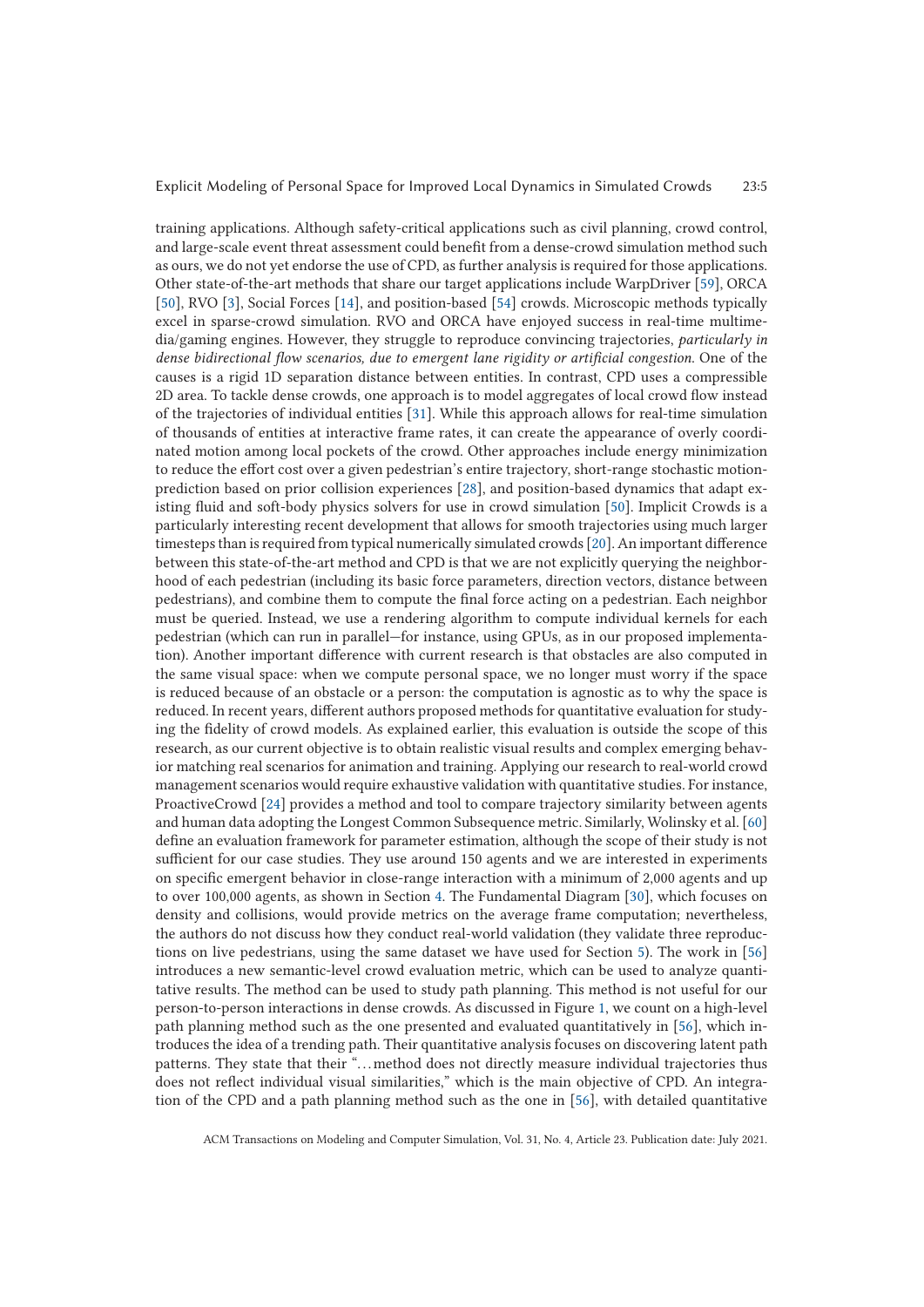training applications. Although safety-critical applications such as civil planning, crowd control, and large-scale event threat assessment could benefit from a dense-crowd simulation method such as ours, we do not yet endorse the use of CPD, as further analysis is required for those applications. Other state-of-the-art methods that share our target applications include WarpDriver [59], ORCA [50], RVO [3], Social Forces [14], and position-based [54] crowds. Microscopic methods typically excel in sparse-crowd simulation. RVO and ORCA have enjoyed success in real-time multimedia/gaming engines. However, they struggle to reproduce convincing trajectories, *particularly in dense bidirectional flow scenarios, due to emergent lane rigidity or artificial congestion.* One of the causes is a rigid 1D separation distance between entities. In contrast, CPD uses a compressible 2D area. To tackle dense crowds, one approach is to model aggregates of local crowd flow instead of the trajectories of individual entities [31]. While this approach allows for real-time simulation of thousands of entities at interactive frame rates, it can create the appearance of overly coordinated motion among local pockets of the crowd. Other approaches include energy minimization to reduce the effort cost over a given pedestrian's entire trajectory, short-range stochastic motion-prediction based on prior collision experiences [28], and position-based dynamics that adapt existing fluid and soft-body physics solvers for use in crowd simulation [50]. Implicit Crowds is a particularly interesting recent development that allows for smooth trajectories using much larger timesteps than is required from typical numerically simulated crowds [20]. An important difference between this state-of-the-art method and CPD is that we are not explicitly querying the neighborhood of each pedestrian (including its basic force parameters, direction vectors, distance between pedestrians), and combine them to compute the final force acting on a pedestrian. Each neighbor must be queried. Instead, we use a rendering algorithm to compute individual kernels for each pedestrian (which can run in parallel—for instance, using GPUs, as in our proposed implementation). Another important difference with current research is that obstacles are also computed in the same visual space: when we compute personal space, we no longer must worry if the space is reduced because of an obstacle or a person: the computation is agnostic as to why the space is reduced. In recent years, different authors proposed methods for quantitative evaluation for studying the fidelity of crowd models. As explained earlier, this evaluation is outside the scope of this research, as our current objective is to obtain realistic visual results and complex emerging behavior matching real scenarios for animation and training. Applying our research to real-world crowd management scenarios would require exhaustive validation with quantitative studies. For instance, ProactiveCrowd [24] provides a method and tool to compare trajectory similarity between agents and human data adopting the Longest Common Subsequence metric. Similarly, Wolinsky et al. [60] define an evaluation framework for parameter estimation, although the scope of their study is not sufficient for our case studies. They use around 150 agents and we are interested in experiments on specific emergent behavior in close-range interaction with a minimum of 2,000 agents and up to over 100,000 agents, as shown in Section 4. The Fundamental Diagram [30], which focuses on density and collisions, would provide metrics on the average frame computation; nevertheless, the authors do not discuss how they conduct real-world validation (they validate three reproductions on live pedestrians, using the same dataset we have used for Section 5). The work in [56] introduces a new semantic-level crowd evaluation metric, which can be used to analyze quantitative results. The method can be used to study path planning. This method is not useful for our person-to-person interactions in dense crowds. As discussed in Figure 1, we count on a high-level path planning method such as the one presented and evaluated quantitatively in [56], which introduces the idea of a trending path. Their quantitative analysis focuses on discovering latent path patterns. They state that their "... method does not directly measure individual trajectories thus does not reflect individual visual similarities," which is the main objective of CPD. An integration of the CPD and a path planning method such as the one in [56], with detailed quantitative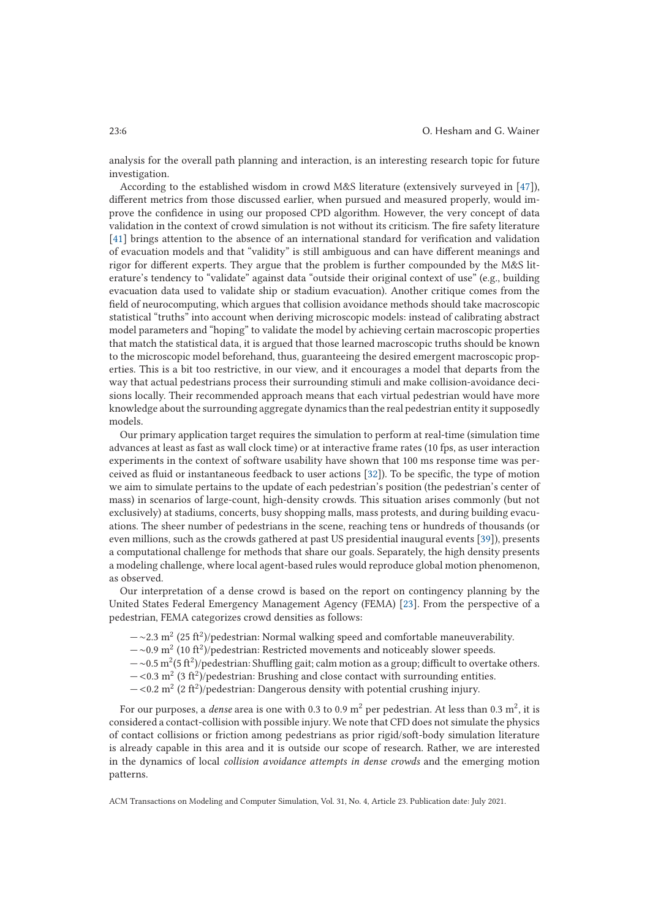analysis for the overall path planning and interaction, is an interesting research topic for future investigation.

According to the established wisdom in crowd M&S literature (extensively surveyed in [47]), different metrics from those discussed earlier, when pursued and measured properly, would improve the confidence in using our proposed CPD algorithm. However, the very concept of data validation in the context of crowd simulation is not without its criticism. The fire safety literature [41] brings attention to the absence of an international standard for verification and validation of evacuation models and that "validity" is still ambiguous and can have different meanings and rigor for different experts. They argue that the problem is further compounded by the M&S literature's tendency to "validate" against data "outside their original context of use" (e.g., building evacuation data used to validate ship or stadium evacuation). Another critique comes from the field of neurocomputing, which argues that collision avoidance methods should take macroscopic statistical "truths" into account when deriving microscopic models: instead of calibrating abstract model parameters and "hoping" to validate the model by achieving certain macroscopic properties that match the statistical data, it is argued that those learned macroscopic truths should be known to the microscopic model beforehand, thus, guaranteeing the desired emergent macroscopic properties. This is a bit too restrictive, in our view, and it encourages a model that departs from the way that actual pedestrians process their surrounding stimuli and make collision-avoidance decisions locally. Their recommended approach means that each virtual pedestrian would have more knowledge about the surrounding aggregate dynamics than the real pedestrian entity it supposedly models.

Our primary application target requires the simulation to perform at real-time (simulation time advances at least as fast as wall clock time) or at interactive frame rates (10 fps, as user interaction experiments in the context of software usability have shown that 100 ms response time was perceived as fluid or instantaneous feedback to user actions [32]). To be specific, the type of motion we aim to simulate pertains to the update of each pedestrian's position (the pedestrian's center of mass) in scenarios of large-count, high-density crowds. This situation arises commonly (but not exclusively) at stadiums, concerts, busy shopping malls, mass protests, and during building evacuations. The sheer number of pedestrians in the scene, reaching tens or hundreds of thousands (or even millions, such as the crowds gathered at past US presidential inaugural events [39]), presents a computational challenge for methods that share our goals. Separately, the high density presents a modeling challenge, where local agent-based rules would reproduce global motion phenomenon, as observed.

Our interpretation of a dense crowd is based on the report on contingency planning by the United States Federal Emergency Management Agency (FEMA) [23]. From the perspective of a pedestrian, FEMA categorizes crowd densities as follows:

- $\sim$2.3 $m^2$ (25 $ft^2$)/pedestrian: Normal walking speed and comfortable maneuverability.
- $\sim$0.9 $m^2$ (10 $ft^2$)/pedestrian: Restricted movements and noticeably slower speeds.
- $\sim$0.5 $m^2$(5 $ft^2$)/pedestrian: Shuffling gait; calm motion as a group; difficult to overtake others.
- $<$0.3 $m^2$ (3 $ft^2$)/pedestrian: Brushing and close contact with surrounding entities.
- $<$0.2 $m^2$ (2 $ft^2$)/pedestrian: Dangerous density with potential crushing injury.

For our purposes, a *dense* area is one with 0.3 to 0.9 $m^2$ per pedestrian. At less than 0.3 $m^2$, it is considered a contact-collision with possible injury. We note that CFD does not simulate the physics of contact collisions or friction among pedestrians as prior rigid/soft-body simulation literature is already capable in this area and it is outside our scope of research. Rather, we are interested in the dynamics of local *collision avoidance attempts in dense crowds* and the emerging motion patterns.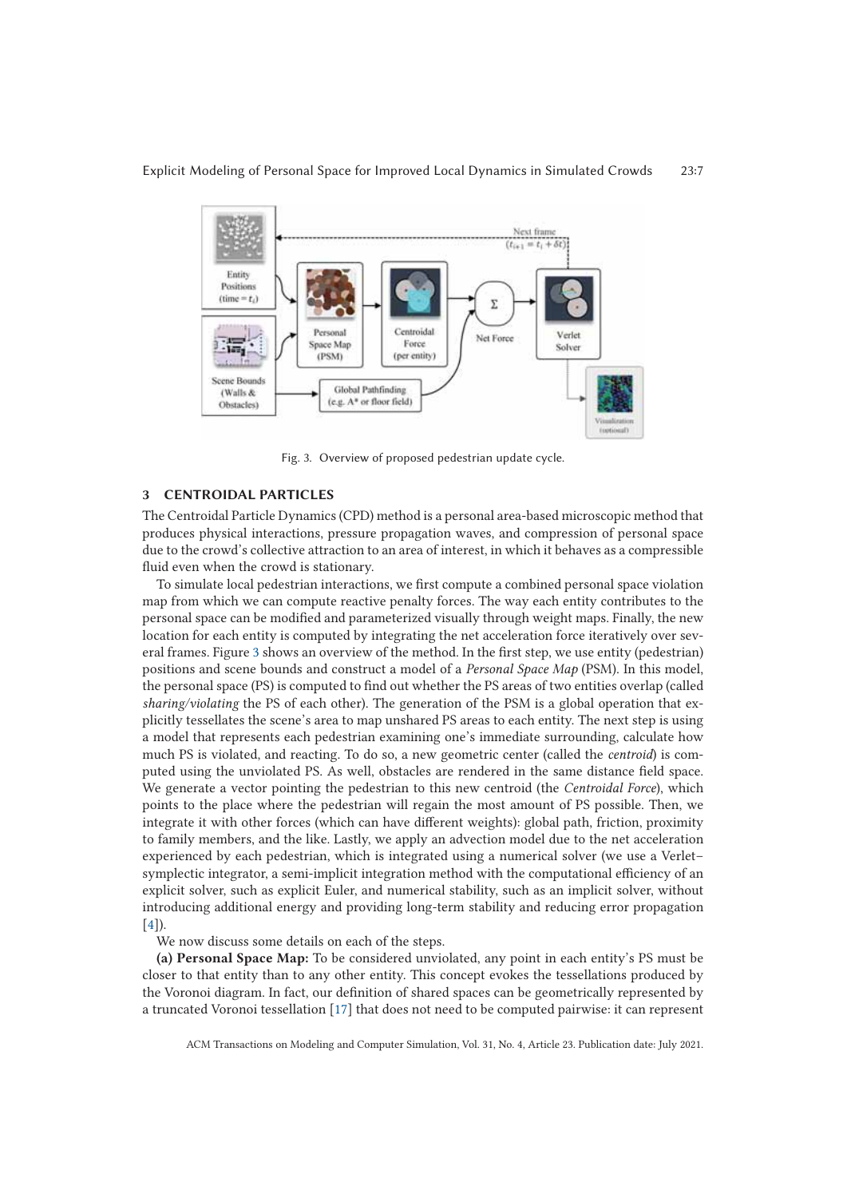Fig. 3. Overview of proposed pedestrian update cycle.

## 3 CENTROIDAL PARTICLES

The Centroidal Particle Dynamics (CPD) method is a personal area-based microscopic method that produces physical interactions, pressure propagation waves, and compression of personal space due to the crowd's collective attraction to an area of interest, in which it behaves as a compressible fluid even when the crowd is stationary.

To simulate local pedestrian interactions, we first compute a combined personal space violation map from which we can compute reactive penalty forces. The way each entity contributes to the personal space can be modified and parameterized visually through weight maps. Finally, the new location for each entity is computed by integrating the net acceleration force iteratively over several frames. Figure 3 shows an overview of the method. In the first step, we use entity (pedestrian) positions and scene bounds and construct a model of a *Personal Space Map* (PSM). In this model, the personal space (PS) is computed to find out whether the PS areas of two entities overlap (called *sharing/violating* the PS of each other). The generation of the PSM is a global operation that explicitly tessellates the scene's area to map unshared PS areas to each entity. The next step is using a model that represents each pedestrian examining one's immediate surrounding, calculate how much PS is violated, and reacting. To do so, a new geometric center (called the *centroid*) is computed using the unviolated PS. As well, obstacles are rendered in the same distance field space. We generate a vector pointing the pedestrian to this new centroid (the *Centroidal Force*), which points to the place where the pedestrian will regain the most amount of PS possible. Then, we integrate it with other forces (which can have different weights): global path, friction, proximity to family members, and the like. Lastly, we apply an advection model due to the net acceleration experienced by each pedestrian, which is integrated using a numerical solver (we use a Verlet–symplectic integrator, a semi-implicit integration method with the computational efficiency of an explicit solver, such as explicit Euler, and numerical stability, such as an implicit solver, without introducing additional energy and providing long-term stability and reducing error propagation [4]).

We now discuss some details on each of the steps.

**(a) Personal Space Map:** To be considered unviolated, any point in each entity's PS must be closer to that entity than to any other entity. This concept evokes the tessellations produced by the Voronoi diagram. In fact, our definition of shared spaces can be geometrically represented by a truncated Voronoi tessellation [17] that does not need to be computed pairwise: it can represent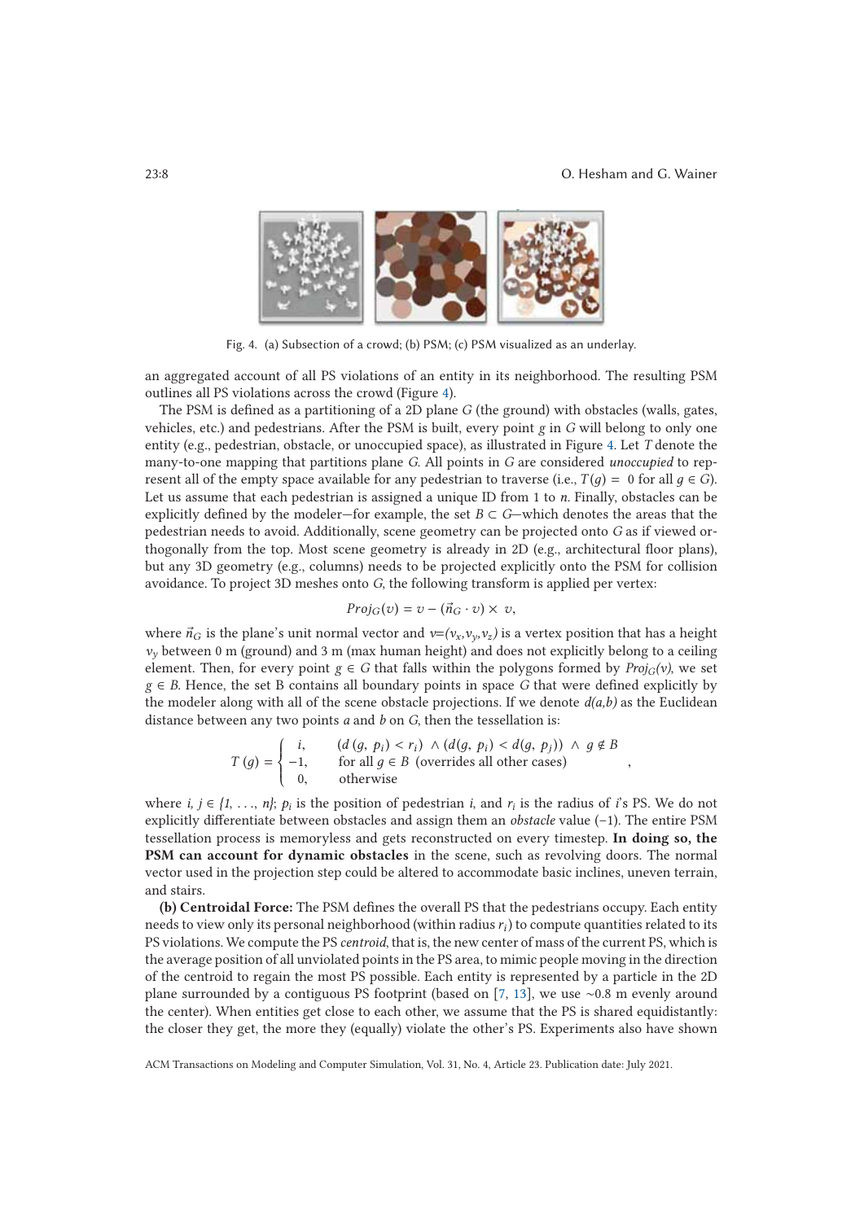Fig. 4. (a) Subsection of a crowd; (b) PSM; (c) PSM visualized as an underlay.

an aggregated account of all PS violations of an entity in its neighborhood. The resulting PSM outlines all PS violations across the crowd (Figure 4).

The PSM is defined as a partitioning of a 2D plane $G$ (the ground) with obstacles (walls, gates, vehicles, etc.) and pedestrians. After the PSM is built, every point $g$ in $G$ will belong to only one entity (e.g., pedestrian, obstacle, or unoccupied space), as illustrated in Figure 4. Let $T$ denote the many-to-one mapping that partitions plane $G$. All points in $G$ are considered *unoccupied* to represent all of the empty space available for any pedestrian to traverse (i.e., $T(g) = 0$ for all $g \in G$). Let us assume that each pedestrian is assigned a unique ID from 1 to $n$. Finally, obstacles can be explicitly defined by the modeler—for example, the set $B \subset G$—which denotes the areas that the pedestrian needs to avoid. Additionally, scene geometry can be projected onto $G$ as if viewed orthogonally from the top. Most scene geometry is already in 2D (e.g., architectural floor plans), but any 3D geometry (e.g., columns) needs to be projected explicitly onto the PSM for collision avoidance. To project 3D meshes onto $G$, the following transform is applied per vertex:

$$Proj_G(v) = v - (\vec{n}_G \cdot v) \times v,$$

where $\vec{n}_G$ is the plane's unit normal vector and $v=(v_x,v_y,v_z)$ is a vertex position that has a height $v_y$ between 0 m (ground) and 3 m (max human height) and does not explicitly belong to a ceiling element. Then, for every point $g \in G$ that falls within the polygons formed by $Proj_G(v)$, we set $g \in B$. Hence, the set B contains all boundary points in space $G$ that were defined explicitly by the modeler along with all of the scene obstacle projections. If we denote $d(a,b)$ as the Euclidean distance between any two points $a$ and $b$ on $G$, then the tessellation is:

$$T(g) = \begin{cases} i, & (d(g, p_i) < r_i) \wedge (d(g, p_i) < d(g, p_j)) \wedge g \notin B \\ -1, & \text{for all } g \in B \text{ (overrides all other cases)} \\ 0, & \text{otherwise} \end{cases},$$

where $i, j \in \{1, \ldots, n\}$; $p_i$ is the position of pedestrian $i$, and $r_i$ is the radius of $i$'s PS. We do not explicitly differentiate between obstacles and assign them an *obstacle* value (−1). The entire PSM tessellation process is memoryless and gets reconstructed on every timestep. **In doing so, the PSM can account for dynamic obstacles** in the scene, such as revolving doors. The normal vector used in the projection step could be altered to accommodate basic inclines, uneven terrain, and stairs.

**(b) Centroidal Force:** The PSM defines the overall PS that the pedestrians occupy. Each entity needs to view only its personal neighborhood (within radius $r_i$) to compute quantities related to its PS violations. We compute the PS *centroid*, that is, the new center of mass of the current PS, which is the average position of all unviolated points in the PS area, to mimic people moving in the direction of the centroid to regain the most PS possible. Each entity is represented by a particle in the 2D plane surrounded by a contiguous PS footprint (based on [7, 13], we use ~0.8 m evenly around the center). When entities get close to each other, we assume that the PS is shared equidistantly: the closer they get, the more they (equally) violate the other's PS. Experiments also have shown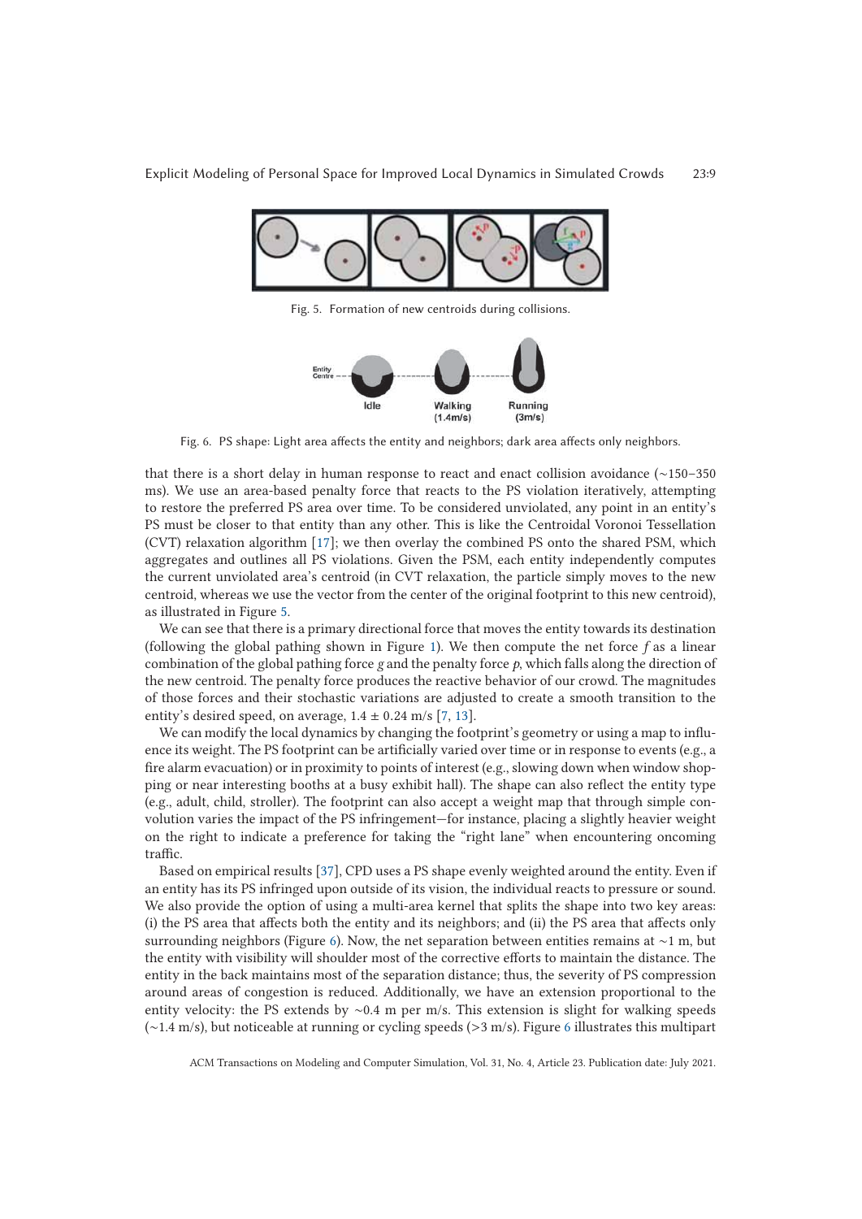Fig. 5. Formation of new centroids during collisions.

Fig. 6. PS shape: Light area affects the entity and neighbors; dark area affects only neighbors.

that there is a short delay in human response to react and enact collision avoidance (~150–350 ms). We use an area-based penalty force that reacts to the PS violation iteratively, attempting to restore the preferred PS area over time. To be considered unviolated, any point in an entity's PS must be closer to that entity than any other. This is like the Centroidal Voronoi Tessellation (CVT) relaxation algorithm [17]; we then overlay the combined PS onto the shared PSM, which aggregates and outlines all PS violations. Given the PSM, each entity independently computes the current unviolated area's centroid (in CVT relaxation, the particle simply moves to the new centroid, whereas we use the vector from the center of the original footprint to this new centroid), as illustrated in Figure 5.

We can see that there is a primary directional force that moves the entity towards its destination (following the global pathing shown in Figure 1). We then compute the net force $f$ as a linear combination of the global pathing force $g$ and the penalty force $p$, which falls along the direction of the new centroid. The penalty force produces the reactive behavior of our crowd. The magnitudes of those forces and their stochastic variations are adjusted to create a smooth transition to the entity's desired speed, on average, $1.4 \pm 0.24$ m/s [7, 13].

We can modify the local dynamics by changing the footprint's geometry or using a map to influence its weight. The PS footprint can be artificially varied over time or in response to events (e.g., a fire alarm evacuation) or in proximity to points of interest (e.g., slowing down when window shopping or near interesting booths at a busy exhibit hall). The shape can also reflect the entity type (e.g., adult, child, stroller). The footprint can also accept a weight map that through simple convolution varies the impact of the PS infringement—for instance, placing a slightly heavier weight on the right to indicate a preference for taking the "right lane" when encountering oncoming traffic.

Based on empirical results [37], CPD uses a PS shape evenly weighted around the entity. Even if an entity has its PS infringed upon outside of its vision, the individual reacts to pressure or sound. We also provide the option of using a multi-area kernel that splits the shape into two key areas: (i) the PS area that affects both the entity and its neighbors; and (ii) the PS area that affects only surrounding neighbors (Figure 6). Now, the net separation between entities remains at ~1 m, but the entity with visibility will shoulder most of the corrective efforts to maintain the distance. The entity in the back maintains most of the separation distance; thus, the severity of PS compression around areas of congestion is reduced. Additionally, we have an extension proportional to the entity velocity: the PS extends by ~0.4 m per m/s. This extension is slight for walking speeds (~1.4 m/s), but noticeable at running or cycling speeds (>3 m/s). Figure 6 illustrates this multipart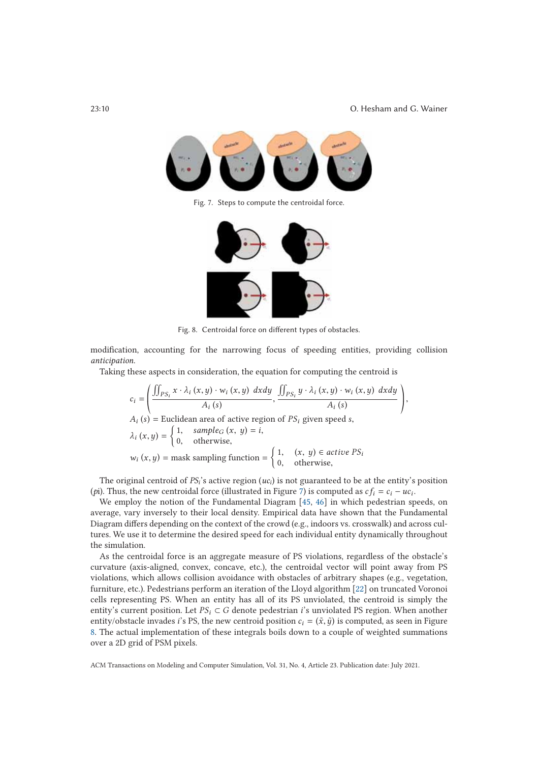Fig. 7. Steps to compute the centroidal force.

Fig. 8. Centroidal force on different types of obstacles.

modification, accounting for the narrowing focus of speeding entities, providing collision *anticipation*.

Taking these aspects in consideration, the equation for computing the centroid is

$$c_i = \left( \frac{\iint_{PS_i} x \cdot \lambda_i(x,y) \cdot w_i(x,y)\ dxdy}{A_i(s)}, \frac{\iint_{PS_i} y \cdot \lambda_i(x,y) \cdot w_i(x,y)\ dxdy}{A_i(s)} \right),$$

$$A_i(s) = \text{Euclidean area of active region of } PS_i \text{ given speed } s,$$

$$\lambda_i(x,y) = \begin{cases} 1, & sample_G(x,\ y) = i, \\ 0, & \text{otherwise,} \end{cases}$$

$$w_i(x,y) = \text{mask sampling function} = \begin{cases} 1, & (x,\ y) \in active\ PS_i \\ 0, & \text{otherwise,} \end{cases}$$

The original centroid of $PS_i$'s active region ($uc_i$) is not guaranteed to be at the entity's position ($p$i). Thus, the new centroidal force (illustrated in Figure 7) is computed as $cf_i = c_i - uc_i$.

We employ the notion of the Fundamental Diagram [45, 46] in which pedestrian speeds, on average, vary inversely to their local density. Empirical data have shown that the Fundamental Diagram differs depending on the context of the crowd (e.g., indoors vs. crosswalk) and across cultures. We use it to determine the desired speed for each individual entity dynamically throughout the simulation.

As the centroidal force is an aggregate measure of PS violations, regardless of the obstacle's curvature (axis-aligned, convex, concave, etc.), the centroidal vector will point away from PS violations, which allows collision avoidance with obstacles of arbitrary shapes (e.g., vegetation, furniture, etc.). Pedestrians perform an iteration of the Lloyd algorithm [22] on truncated Voronoi cells representing PS. When an entity has all of its PS unviolated, the centroid is simply the entity's current position. Let $PS_i \subset G$ denote pedestrian $i$'s unviolated PS region. When another entity/obstacle invades $i$'s PS, the new centroid position $c_i = (\tilde{x}, \tilde{y})$ is computed, as seen in Figure 8. The actual implementation of these integrals boils down to a couple of weighted summations over a 2D grid of PSM pixels.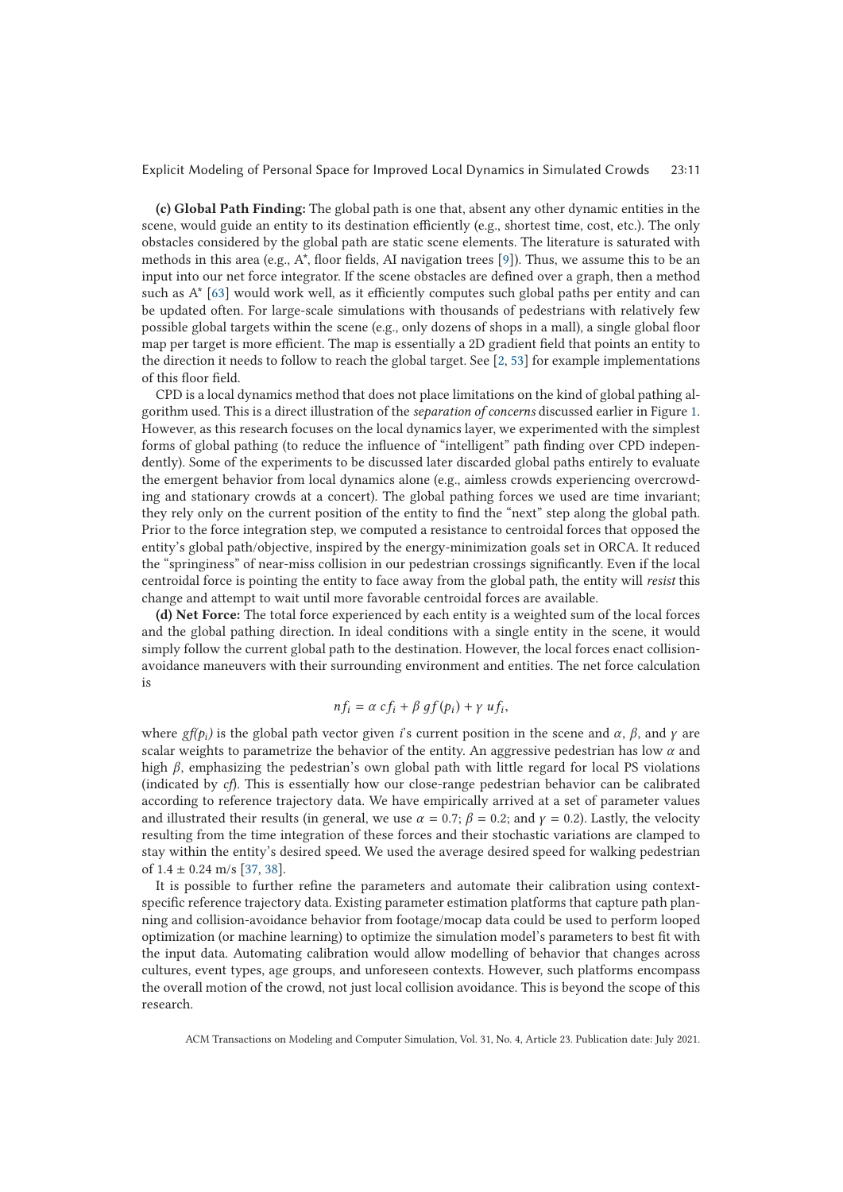**(c) Global Path Finding:** The global path is one that, absent any other dynamic entities in the scene, would guide an entity to its destination efficiently (e.g., shortest time, cost, etc.). The only obstacles considered by the global path are static scene elements. The literature is saturated with methods in this area (e.g., A*, floor fields, AI navigation trees [9]). Thus, we assume this to be an input into our net force integrator. If the scene obstacles are defined over a graph, then a method such as A* [63] would work well, as it efficiently computes such global paths per entity and can be updated often. For large-scale simulations with thousands of pedestrians with relatively few possible global targets within the scene (e.g., only dozens of shops in a mall), a single global floor map per target is more efficient. The map is essentially a 2D gradient field that points an entity to the direction it needs to follow to reach the global target. See [2, 53] for example implementations of this floor field.

CPD is a local dynamics method that does not place limitations on the kind of global pathing algorithm used. This is a direct illustration of the *separation of concerns* discussed earlier in Figure 1. However, as this research focuses on the local dynamics layer, we experimented with the simplest forms of global pathing (to reduce the influence of "intelligent" path finding over CPD independently). Some of the experiments to be discussed later discarded global paths entirely to evaluate the emergent behavior from local dynamics alone (e.g., aimless crowds experiencing overcrowding and stationary crowds at a concert). The global pathing forces we used are time invariant; they rely only on the current position of the entity to find the "next" step along the global path. Prior to the force integration step, we computed a resistance to centroidal forces that opposed the entity's global path/objective, inspired by the energy-minimization goals set in ORCA. It reduced the "springiness" of near-miss collision in our pedestrian crossings significantly. Even if the local centroidal force is pointing the entity to face away from the global path, the entity will *resist* this change and attempt to wait until more favorable centroidal forces are available.

**(d) Net Force:** The total force experienced by each entity is a weighted sum of the local forces and the global pathing direction. In ideal conditions with a single entity in the scene, it would simply follow the current global path to the destination. However, the local forces enact collision-avoidance maneuvers with their surrounding environment and entities. The net force calculation is

$$nf_i = \alpha \, cf_i + \beta \, gf(p_i) + \gamma \, uf_i,$$

where $gf(p_i)$ is the global path vector given $i$'s current position in the scene and $\alpha$, $\beta$, and $\gamma$ are scalar weights to parametrize the behavior of the entity. An aggressive pedestrian has low $\alpha$ and high $\beta$, emphasizing the pedestrian's own global path with little regard for local PS violations (indicated by $cf$). This is essentially how our close-range pedestrian behavior can be calibrated according to reference trajectory data. We have empirically arrived at a set of parameter values and illustrated their results (in general, we use $\alpha = 0.7$; $\beta = 0.2$; and $\gamma = 0.2$). Lastly, the velocity resulting from the time integration of these forces and their stochastic variations are clamped to stay within the entity's desired speed. We used the average desired speed for walking pedestrian of $1.4 \pm 0.24$ m/s [37, 38].

It is possible to further refine the parameters and automate their calibration using context-specific reference trajectory data. Existing parameter estimation platforms that capture path planning and collision-avoidance behavior from footage/mocap data could be used to perform looped optimization (or machine learning) to optimize the simulation model's parameters to best fit with the input data. Automating calibration would allow modelling of behavior that changes across cultures, event types, age groups, and unforeseen contexts. However, such platforms encompass the overall motion of the crowd, not just local collision avoidance. This is beyond the scope of this research.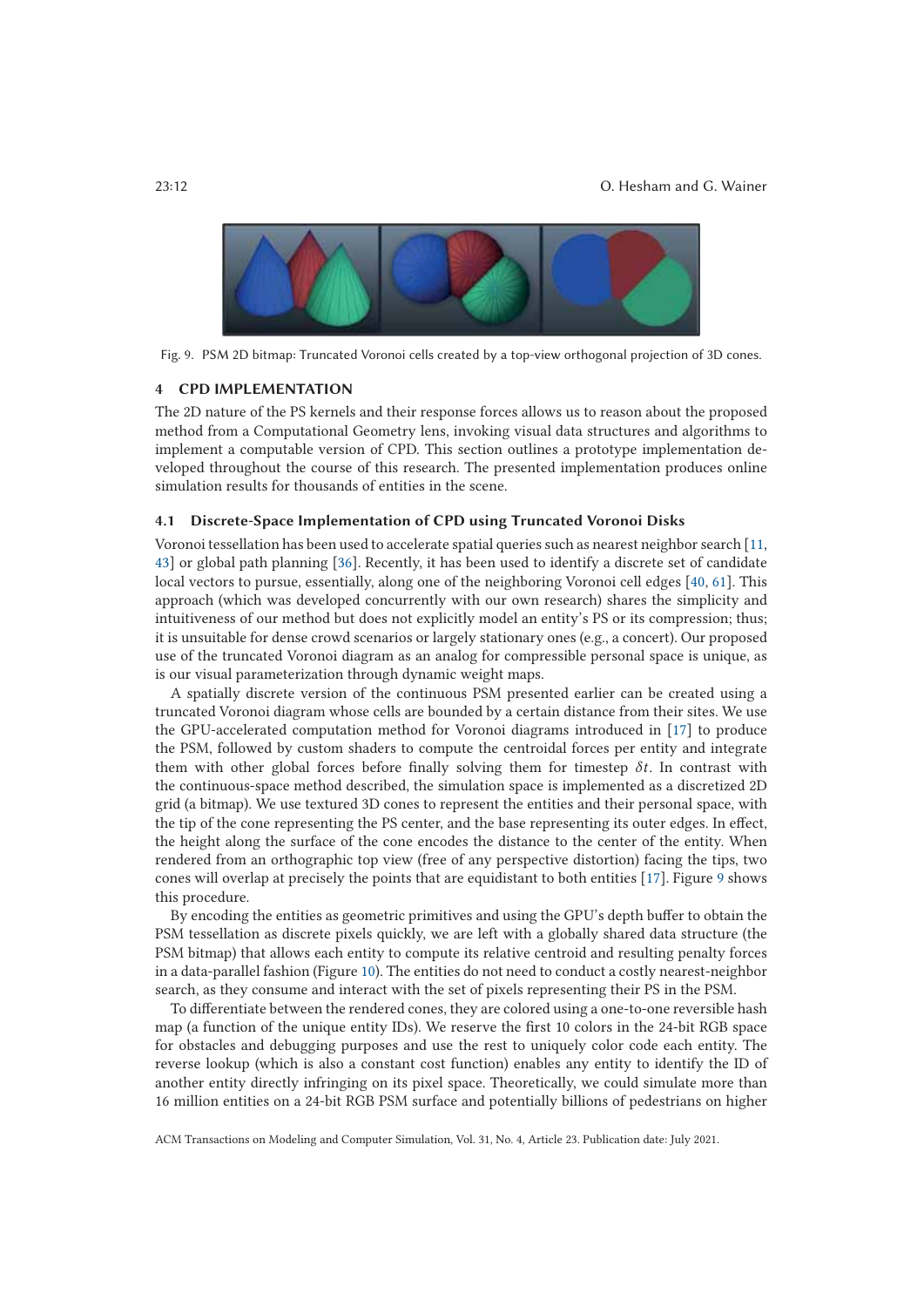Fig. 9. PSM 2D bitmap: Truncated Voronoi cells created by a top-view orthogonal projection of 3D cones.

## 4 CPD IMPLEMENTATION

The 2D nature of the PS kernels and their response forces allows us to reason about the proposed method from a Computational Geometry lens, invoking visual data structures and algorithms to implement a computable version of CPD. This section outlines a prototype implementation developed throughout the course of this research. The presented implementation produces online simulation results for thousands of entities in the scene.

### 4.1 Discrete-Space Implementation of CPD using Truncated Voronoi Disks

Voronoi tessellation has been used to accelerate spatial queries such as nearest neighbor search [11, 43] or global path planning [36]. Recently, it has been used to identify a discrete set of candidate local vectors to pursue, essentially, along one of the neighboring Voronoi cell edges [40, 61]. This approach (which was developed concurrently with our own research) shares the simplicity and intuitiveness of our method but does not explicitly model an entity's PS or its compression; thus; it is unsuitable for dense crowd scenarios or largely stationary ones (e.g., a concert). Our proposed use of the truncated Voronoi diagram as an analog for compressible personal space is unique, as is our visual parameterization through dynamic weight maps.

A spatially discrete version of the continuous PSM presented earlier can be created using a truncated Voronoi diagram whose cells are bounded by a certain distance from their sites. We use the GPU-accelerated computation method for Voronoi diagrams introduced in [17] to produce the PSM, followed by custom shaders to compute the centroidal forces per entity and integrate them with other global forces before finally solving them for timestep $\delta t$. In contrast with the continuous-space method described, the simulation space is implemented as a discretized 2D grid (a bitmap). We use textured 3D cones to represent the entities and their personal space, with the tip of the cone representing the PS center, and the base representing its outer edges. In effect, the height along the surface of the cone encodes the distance to the center of the entity. When rendered from an orthographic top view (free of any perspective distortion) facing the tips, two cones will overlap at precisely the points that are equidistant to both entities [17]. Figure 9 shows this procedure.

By encoding the entities as geometric primitives and using the GPU's depth buffer to obtain the PSM tessellation as discrete pixels quickly, we are left with a globally shared data structure (the PSM bitmap) that allows each entity to compute its relative centroid and resulting penalty forces in a data-parallel fashion (Figure 10). The entities do not need to conduct a costly nearest-neighbor search, as they consume and interact with the set of pixels representing their PS in the PSM.

To differentiate between the rendered cones, they are colored using a one-to-one reversible hash map (a function of the unique entity IDs). We reserve the first 10 colors in the 24-bit RGB space for obstacles and debugging purposes and use the rest to uniquely color code each entity. The reverse lookup (which is also a constant cost function) enables any entity to identify the ID of another entity directly infringing on its pixel space. Theoretically, we could simulate more than 16 million entities on a 24-bit RGB PSM surface and potentially billions of pedestrians on higher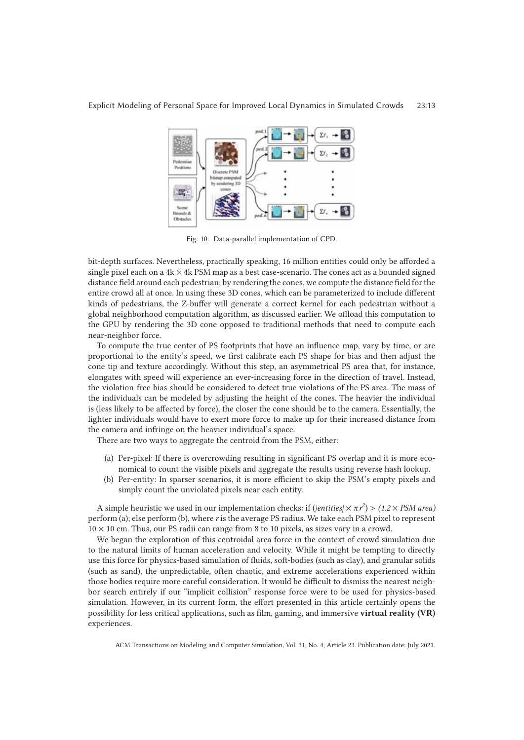Fig. 10. Data-parallel implementation of CPD.

bit-depth surfaces. Nevertheless, practically speaking, 16 million entities could only be afforded a single pixel each on a 4k × 4k PSM map as a best case-scenario. The cones act as a bounded signed distance field around each pedestrian; by rendering the cones, we compute the distance field for the entire crowd all at once. In using these 3D cones, which can be parameterized to include different kinds of pedestrians, the Z-buffer will generate a correct kernel for each pedestrian without a global neighborhood computation algorithm, as discussed earlier. We offload this computation to the GPU by rendering the 3D cone opposed to traditional methods that need to compute each near-neighbor force.

To compute the true center of PS footprints that have an influence map, vary by time, or are proportional to the entity's speed, we first calibrate each PS shape for bias and then adjust the cone tip and texture accordingly. Without this step, an asymmetrical PS area that, for instance, elongates with speed will experience an ever-increasing force in the direction of travel. Instead, the violation-free bias should be considered to detect true violations of the PS area. The mass of the individuals can be modeled by adjusting the height of the cones. The heavier the individual is (less likely to be affected by force), the closer the cone should be to the camera. Essentially, the lighter individuals would have to exert more force to make up for their increased distance from the camera and infringe on the heavier individual's space.

There are two ways to aggregate the centroid from the PSM, either:

(a) Per-pixel: If there is overcrowding resulting in significant PS overlap and it is more economical to count the visible pixels and aggregate the results using reverse hash lookup.
(b) Per-entity: In sparser scenarios, it is more efficient to skip the PSM's empty pixels and simply count the unviolated pixels near each entity.

A simple heuristic we used in our implementation checks: if $(|entities| \times \pi r^2) > (1.2 \times \textit{PSM area})$ perform (a); else perform (b), where $r$ is the average PS radius. We take each PSM pixel to represent $10 \times 10$ cm. Thus, our PS radii can range from 8 to 10 pixels, as sizes vary in a crowd.

We began the exploration of this centroidal area force in the context of crowd simulation due to the natural limits of human acceleration and velocity. While it might be tempting to directly use this force for physics-based simulation of fluids, soft-bodies (such as clay), and granular solids (such as sand), the unpredictable, often chaotic, and extreme accelerations experienced within those bodies require more careful consideration. It would be difficult to dismiss the nearest neighbor search entirely if our "implicit collision" response force were to be used for physics-based simulation. However, in its current form, the effort presented in this article certainly opens the possibility for less critical applications, such as film, gaming, and immersive **virtual reality (VR)** experiences.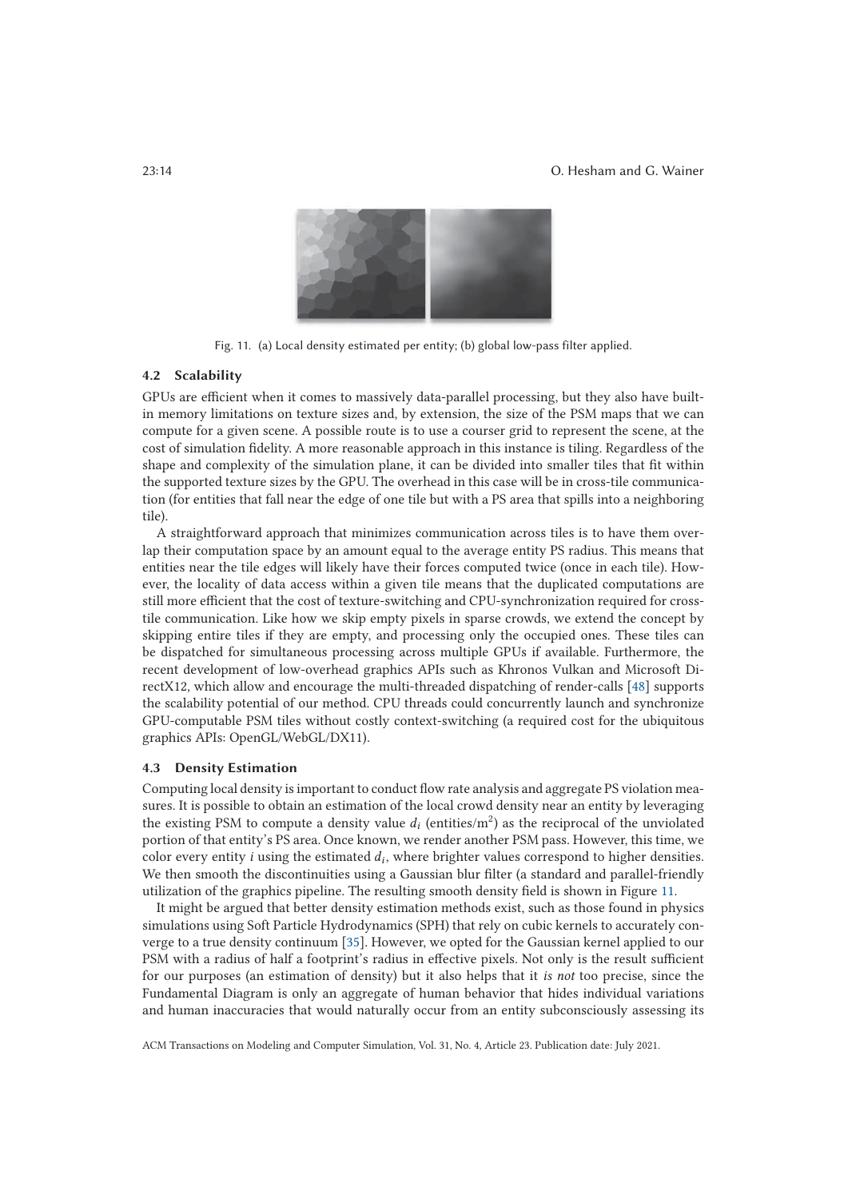Fig. 11. (a) Local density estimated per entity; (b) global low-pass filter applied.

### 4.2 Scalability

GPUs are efficient when it comes to massively data-parallel processing, but they also have built-in memory limitations on texture sizes and, by extension, the size of the PSM maps that we can compute for a given scene. A possible route is to use a courser grid to represent the scene, at the cost of simulation fidelity. A more reasonable approach in this instance is tiling. Regardless of the shape and complexity of the simulation plane, it can be divided into smaller tiles that fit within the supported texture sizes by the GPU. The overhead in this case will be in cross-tile communication (for entities that fall near the edge of one tile but with a PS area that spills into a neighboring tile).

A straightforward approach that minimizes communication across tiles is to have them overlap their computation space by an amount equal to the average entity PS radius. This means that entities near the tile edges will likely have their forces computed twice (once in each tile). However, the locality of data access within a given tile means that the duplicated computations are still more efficient that the cost of texture-switching and CPU-synchronization required for cross-tile communication. Like how we skip empty pixels in sparse crowds, we extend the concept by skipping entire tiles if they are empty, and processing only the occupied ones. These tiles can be dispatched for simultaneous processing across multiple GPUs if available. Furthermore, the recent development of low-overhead graphics APIs such as Khronos Vulkan and Microsoft DirectX12, which allow and encourage the multi-threaded dispatching of render-calls [48] supports the scalability potential of our method. CPU threads could concurrently launch and synchronize GPU-computable PSM tiles without costly context-switching (a required cost for the ubiquitous graphics APIs: OpenGL/WebGL/DX11).

### 4.3 Density Estimation

Computing local density is important to conduct flow rate analysis and aggregate PS violation measures. It is possible to obtain an estimation of the local crowd density near an entity by leveraging the existing PSM to compute a density value $d_i$ (entities/m$^2$) as the reciprocal of the unviolated portion of that entity's PS area. Once known, we render another PSM pass. However, this time, we color every entity $i$ using the estimated $d_i$, where brighter values correspond to higher densities. We then smooth the discontinuities using a Gaussian blur filter (a standard and parallel-friendly utilization of the graphics pipeline. The resulting smooth density field is shown in Figure 11.

It might be argued that better density estimation methods exist, such as those found in physics simulations using Soft Particle Hydrodynamics (SPH) that rely on cubic kernels to accurately converge to a true density continuum [35]. However, we opted for the Gaussian kernel applied to our PSM with a radius of half a footprint's radius in effective pixels. Not only is the result sufficient for our purposes (an estimation of density) but it also helps that it *is not* too precise, since the Fundamental Diagram is only an aggregate of human behavior that hides individual variations and human inaccuracies that would naturally occur from an entity subconsciously assessing its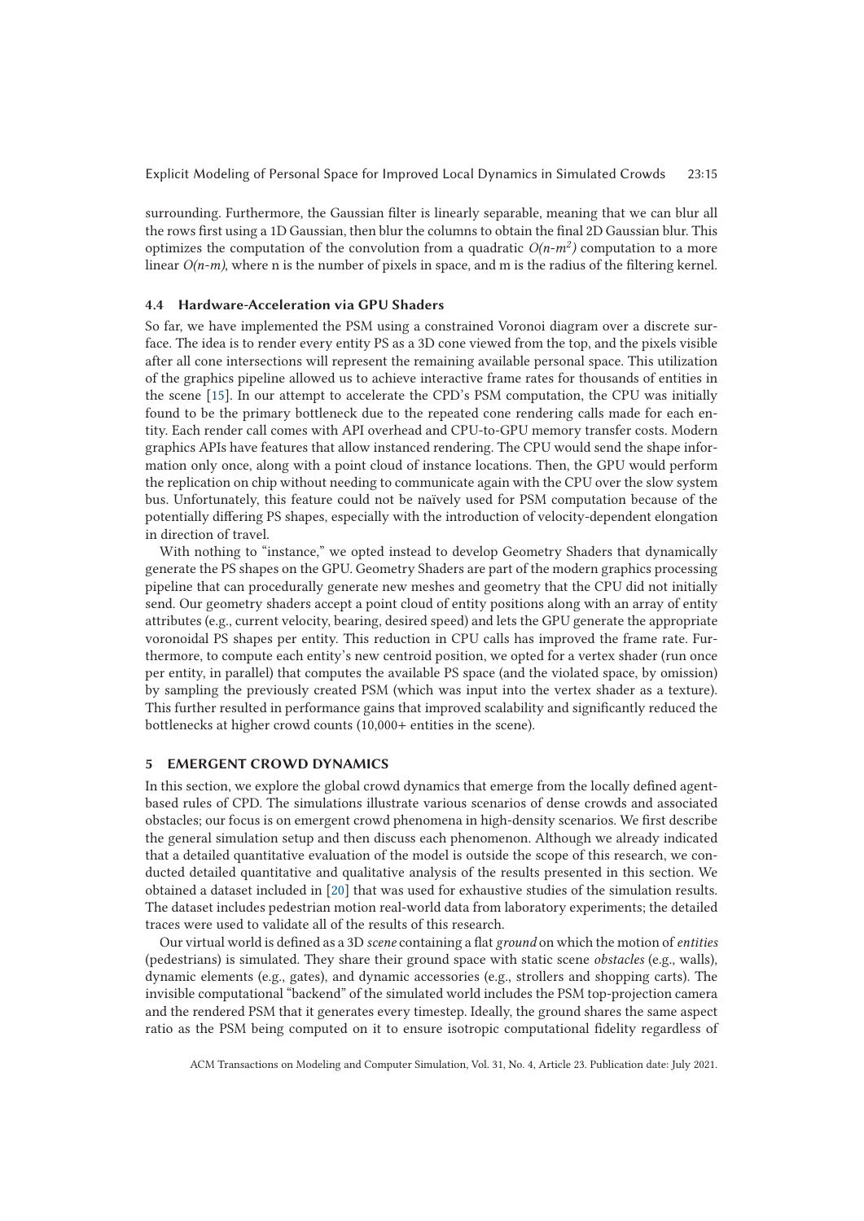surrounding. Furthermore, the Gaussian filter is linearly separable, meaning that we can blur all the rows first using a 1D Gaussian, then blur the columns to obtain the final 2D Gaussian blur. This optimizes the computation of the convolution from a quadratic $O(n \cdot m^2)$ computation to a more linear $O(n \cdot m)$, where n is the number of pixels in space, and m is the radius of the filtering kernel.

### 4.4 Hardware-Acceleration via GPU Shaders

So far, we have implemented the PSM using a constrained Voronoi diagram over a discrete surface. The idea is to render every entity PS as a 3D cone viewed from the top, and the pixels visible after all cone intersections will represent the remaining available personal space. This utilization of the graphics pipeline allowed us to achieve interactive frame rates for thousands of entities in the scene [15]. In our attempt to accelerate the CPD's PSM computation, the CPU was initially found to be the primary bottleneck due to the repeated cone rendering calls made for each entity. Each render call comes with API overhead and CPU-to-GPU memory transfer costs. Modern graphics APIs have features that allow instanced rendering. The CPU would send the shape information only once, along with a point cloud of instance locations. Then, the GPU would perform the replication on chip without needing to communicate again with the CPU over the slow system bus. Unfortunately, this feature could not be naïvely used for PSM computation because of the potentially differing PS shapes, especially with the introduction of velocity-dependent elongation in direction of travel.

With nothing to "instance," we opted instead to develop Geometry Shaders that dynamically generate the PS shapes on the GPU. Geometry Shaders are part of the modern graphics processing pipeline that can procedurally generate new meshes and geometry that the CPU did not initially send. Our geometry shaders accept a point cloud of entity positions along with an array of entity attributes (e.g., current velocity, bearing, desired speed) and lets the GPU generate the appropriate voronoidal PS shapes per entity. This reduction in CPU calls has improved the frame rate. Furthermore, to compute each entity's new centroid position, we opted for a vertex shader (run once per entity, in parallel) that computes the available PS space (and the violated space, by omission) by sampling the previously created PSM (which was input into the vertex shader as a texture). This further resulted in performance gains that improved scalability and significantly reduced the bottlenecks at higher crowd counts (10,000+ entities in the scene).

## 5 EMERGENT CROWD DYNAMICS

In this section, we explore the global crowd dynamics that emerge from the locally defined agent-based rules of CPD. The simulations illustrate various scenarios of dense crowds and associated obstacles; our focus is on emergent crowd phenomena in high-density scenarios. We first describe the general simulation setup and then discuss each phenomenon. Although we already indicated that a detailed quantitative evaluation of the model is outside the scope of this research, we conducted detailed quantitative and qualitative analysis of the results presented in this section. We obtained a dataset included in [20] that was used for exhaustive studies of the simulation results. The dataset includes pedestrian motion real-world data from laboratory experiments; the detailed traces were used to validate all of the results of this research.

Our virtual world is defined as a 3D *scene* containing a flat *ground* on which the motion of *entities* (pedestrians) is simulated. They share their ground space with static scene *obstacles* (e.g., walls), dynamic elements (e.g., gates), and dynamic accessories (e.g., strollers and shopping carts). The invisible computational "backend" of the simulated world includes the PSM top-projection camera and the rendered PSM that it generates every timestep. Ideally, the ground shares the same aspect ratio as the PSM being computed on it to ensure isotropic computational fidelity regardless of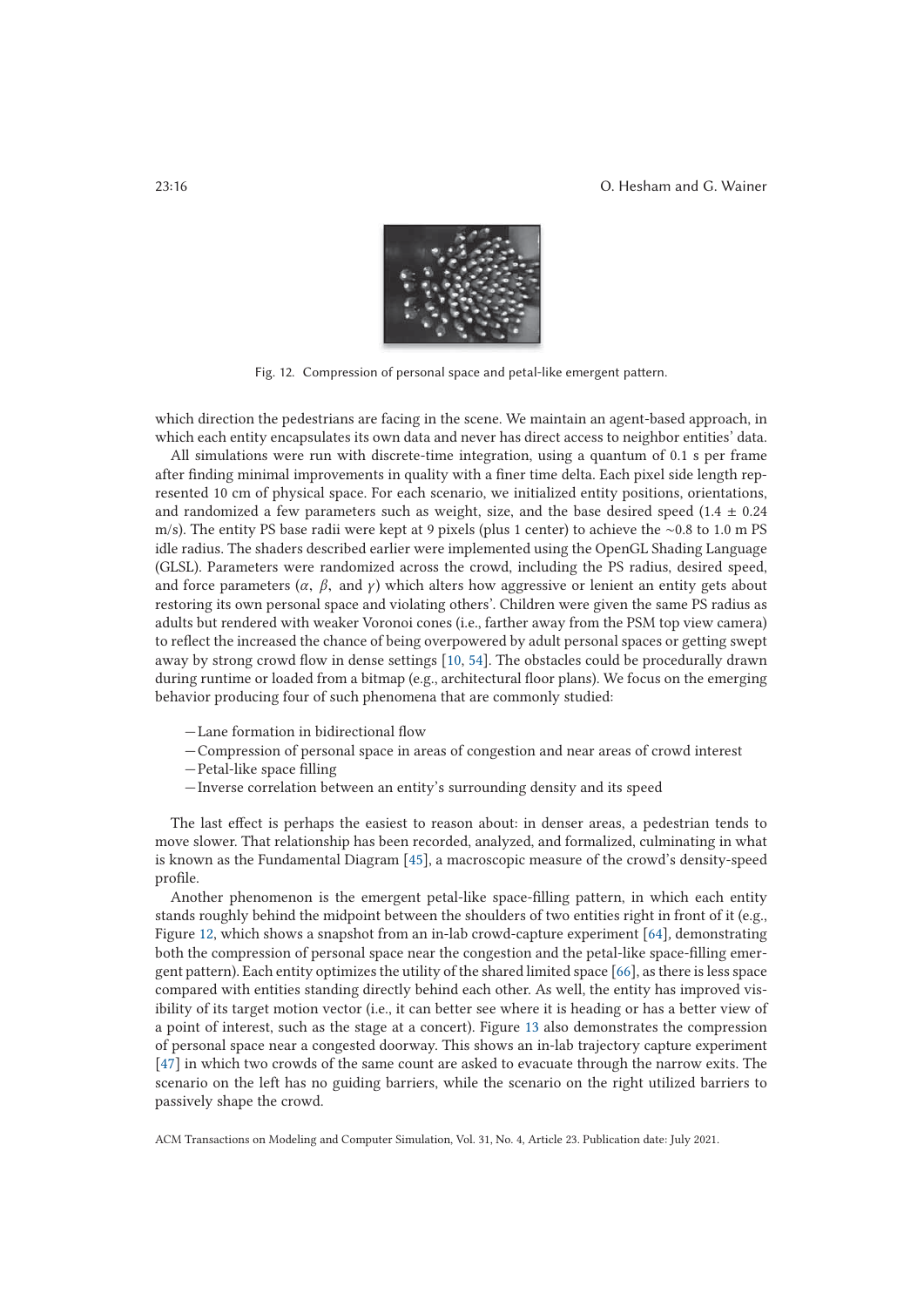Fig. 12. Compression of personal space and petal-like emergent pattern.

which direction the pedestrians are facing in the scene. We maintain an agent-based approach, in which each entity encapsulates its own data and never has direct access to neighbor entities' data.

All simulations were run with discrete-time integration, using a quantum of 0.1 s per frame after finding minimal improvements in quality with a finer time delta. Each pixel side length represented 10 cm of physical space. For each scenario, we initialized entity positions, orientations, and randomized a few parameters such as weight, size, and the base desired speed ($1.4 \pm 0.24$ m/s). The entity PS base radii were kept at 9 pixels (plus 1 center) to achieve the ~0.8 to 1.0 m PS idle radius. The shaders described earlier were implemented using the OpenGL Shading Language (GLSL). Parameters were randomized across the crowd, including the PS radius, desired speed, and force parameters ($\alpha$, $\beta$, and $\gamma$) which alters how aggressive or lenient an entity gets about restoring its own personal space and violating others'. Children were given the same PS radius as adults but rendered with weaker Voronoi cones (i.e., farther away from the PSM top view camera) to reflect the increased the chance of being overpowered by adult personal spaces or getting swept away by strong crowd flow in dense settings [10, 54]. The obstacles could be procedurally drawn during runtime or loaded from a bitmap (e.g., architectural floor plans). We focus on the emerging behavior producing four of such phenomena that are commonly studied:

- Lane formation in bidirectional flow
- Compression of personal space in areas of congestion and near areas of crowd interest
- Petal-like space filling
- Inverse correlation between an entity's surrounding density and its speed

The last effect is perhaps the easiest to reason about: in denser areas, a pedestrian tends to move slower. That relationship has been recorded, analyzed, and formalized, culminating in what is known as the Fundamental Diagram [45], a macroscopic measure of the crowd's density-speed profile.

Another phenomenon is the emergent petal-like space-filling pattern, in which each entity stands roughly behind the midpoint between the shoulders of two entities right in front of it (e.g., Figure 12, which shows a snapshot from an in-lab crowd-capture experiment [64], demonstrating both the compression of personal space near the congestion and the petal-like space-filling emergent pattern). Each entity optimizes the utility of the shared limited space [66], as there is less space compared with entities standing directly behind each other. As well, the entity has improved visibility of its target motion vector (i.e., it can better see where it is heading or has a better view of a point of interest, such as the stage at a concert). Figure 13 also demonstrates the compression of personal space near a congested doorway. This shows an in-lab trajectory capture experiment [47] in which two crowds of the same count are asked to evacuate through the narrow exits. The scenario on the left has no guiding barriers, while the scenario on the right utilized barriers to passively shape the crowd.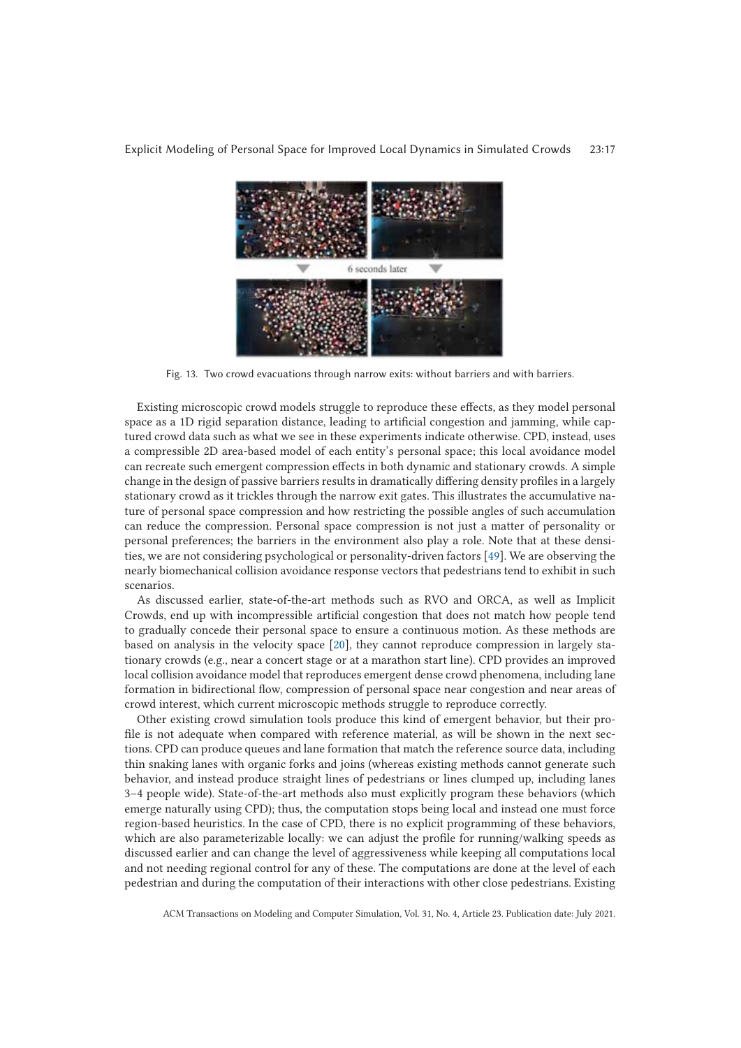Fig. 13. Two crowd evacuations through narrow exits: without barriers and with barriers.

Existing microscopic crowd models struggle to reproduce these effects, as they model personal space as a 1D rigid separation distance, leading to artificial congestion and jamming, while captured crowd data such as what we see in these experiments indicate otherwise. CPD, instead, uses a compressible 2D area-based model of each entity's personal space; this local avoidance model can recreate such emergent compression effects in both dynamic and stationary crowds. A simple change in the design of passive barriers results in dramatically differing density profiles in a largely stationary crowd as it trickles through the narrow exit gates. This illustrates the accumulative nature of personal space compression and how restricting the possible angles of such accumulation can reduce the compression. Personal space compression is not just a matter of personality or personal preferences; the barriers in the environment also play a role. Note that at these densities, we are not considering psychological or personality-driven factors [49]. We are observing the nearly biomechanical collision avoidance response vectors that pedestrians tend to exhibit in such scenarios.

As discussed earlier, state-of-the-art methods such as RVO and ORCA, as well as Implicit Crowds, end up with incompressible artificial congestion that does not match how people tend to gradually concede their personal space to ensure a continuous motion. As these methods are based on analysis in the velocity space [20], they cannot reproduce compression in largely stationary crowds (e.g., near a concert stage or at a marathon start line). CPD provides an improved local collision avoidance model that reproduces emergent dense crowd phenomena, including lane formation in bidirectional flow, compression of personal space near congestion and near areas of crowd interest, which current microscopic methods struggle to reproduce correctly.

Other existing crowd simulation tools produce this kind of emergent behavior, but their profile is not adequate when compared with reference material, as will be shown in the next sections. CPD can produce queues and lane formation that match the reference source data, including thin snaking lanes with organic forks and joins (whereas existing methods cannot generate such behavior, and instead produce straight lines of pedestrians or lines clumped up, including lanes 3–4 people wide). State-of-the-art methods also must explicitly program these behaviors (which emerge naturally using CPD); thus, the computation stops being local and instead one must force region-based heuristics. In the case of CPD, there is no explicit programming of these behaviors, which are also parameterizable locally: we can adjust the profile for running/walking speeds as discussed earlier and can change the level of aggressiveness while keeping all computations local and not needing regional control for any of these. The computations are done at the level of each pedestrian and during the computation of their interactions with other close pedestrians. Existing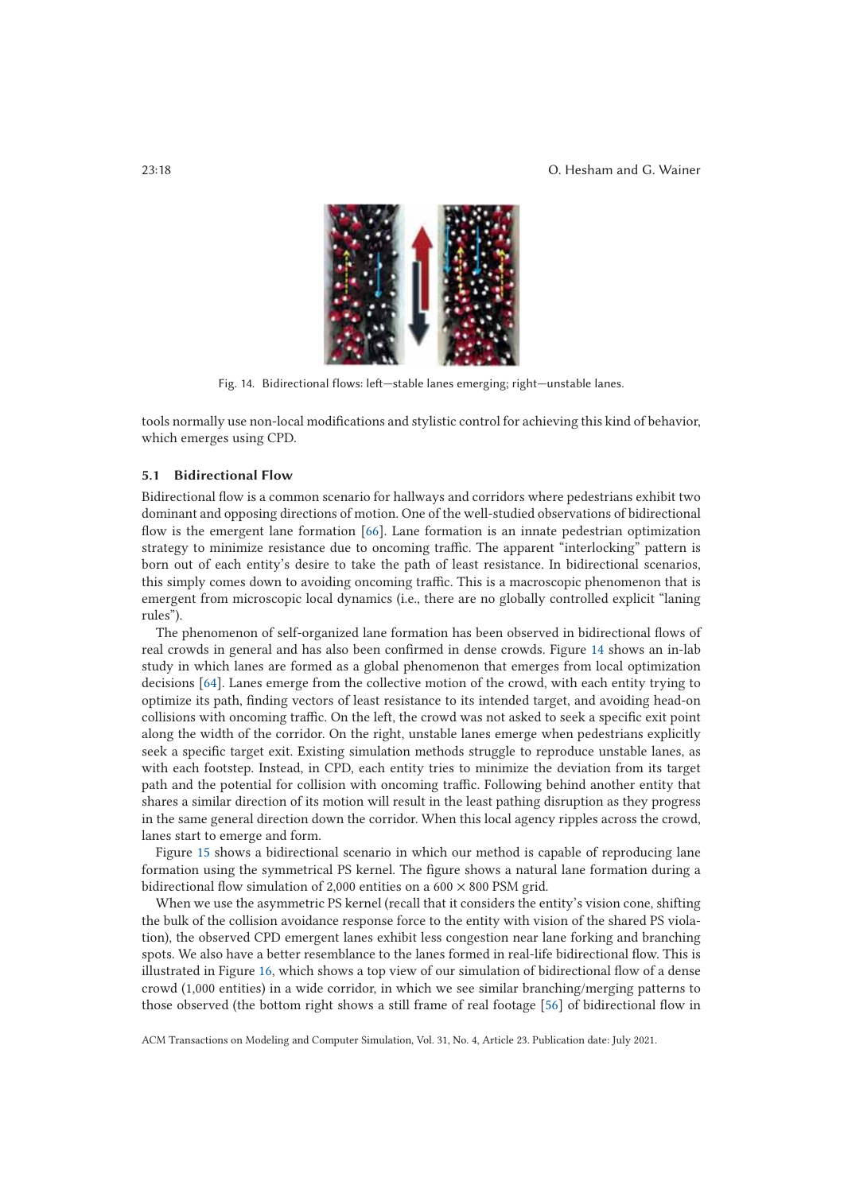Fig. 14. Bidirectional flows: left—stable lanes emerging; right—unstable lanes.

tools normally use non-local modifications and stylistic control for achieving this kind of behavior, which emerges using CPD.

### 5.1 Bidirectional Flow

Bidirectional flow is a common scenario for hallways and corridors where pedestrians exhibit two dominant and opposing directions of motion. One of the well-studied observations of bidirectional flow is the emergent lane formation [66]. Lane formation is an innate pedestrian optimization strategy to minimize resistance due to oncoming traffic. The apparent "interlocking" pattern is born out of each entity's desire to take the path of least resistance. In bidirectional scenarios, this simply comes down to avoiding oncoming traffic. This is a macroscopic phenomenon that is emergent from microscopic local dynamics (i.e., there are no globally controlled explicit "laning rules").

The phenomenon of self-organized lane formation has been observed in bidirectional flows of real crowds in general and has also been confirmed in dense crowds. Figure 14 shows an in-lab study in which lanes are formed as a global phenomenon that emerges from local optimization decisions [64]. Lanes emerge from the collective motion of the crowd, with each entity trying to optimize its path, finding vectors of least resistance to its intended target, and avoiding head-on collisions with oncoming traffic. On the left, the crowd was not asked to seek a specific exit point along the width of the corridor. On the right, unstable lanes emerge when pedestrians explicitly seek a specific target exit. Existing simulation methods struggle to reproduce unstable lanes, as with each footstep. Instead, in CPD, each entity tries to minimize the deviation from its target path and the potential for collision with oncoming traffic. Following behind another entity that shares a similar direction of its motion will result in the least pathing disruption as they progress in the same general direction down the corridor. When this local agency ripples across the crowd, lanes start to emerge and form.

Figure 15 shows a bidirectional scenario in which our method is capable of reproducing lane formation using the symmetrical PS kernel. The figure shows a natural lane formation during a bidirectional flow simulation of 2,000 entities on a $600 \times 800$ PSM grid.

When we use the asymmetric PS kernel (recall that it considers the entity's vision cone, shifting the bulk of the collision avoidance response force to the entity with vision of the shared PS violation), the observed CPD emergent lanes exhibit less congestion near lane forking and branching spots. We also have a better resemblance to the lanes formed in real-life bidirectional flow. This is illustrated in Figure 16, which shows a top view of our simulation of bidirectional flow of a dense crowd (1,000 entities) in a wide corridor, in which we see similar branching/merging patterns to those observed (the bottom right shows a still frame of real footage [56] of bidirectional flow in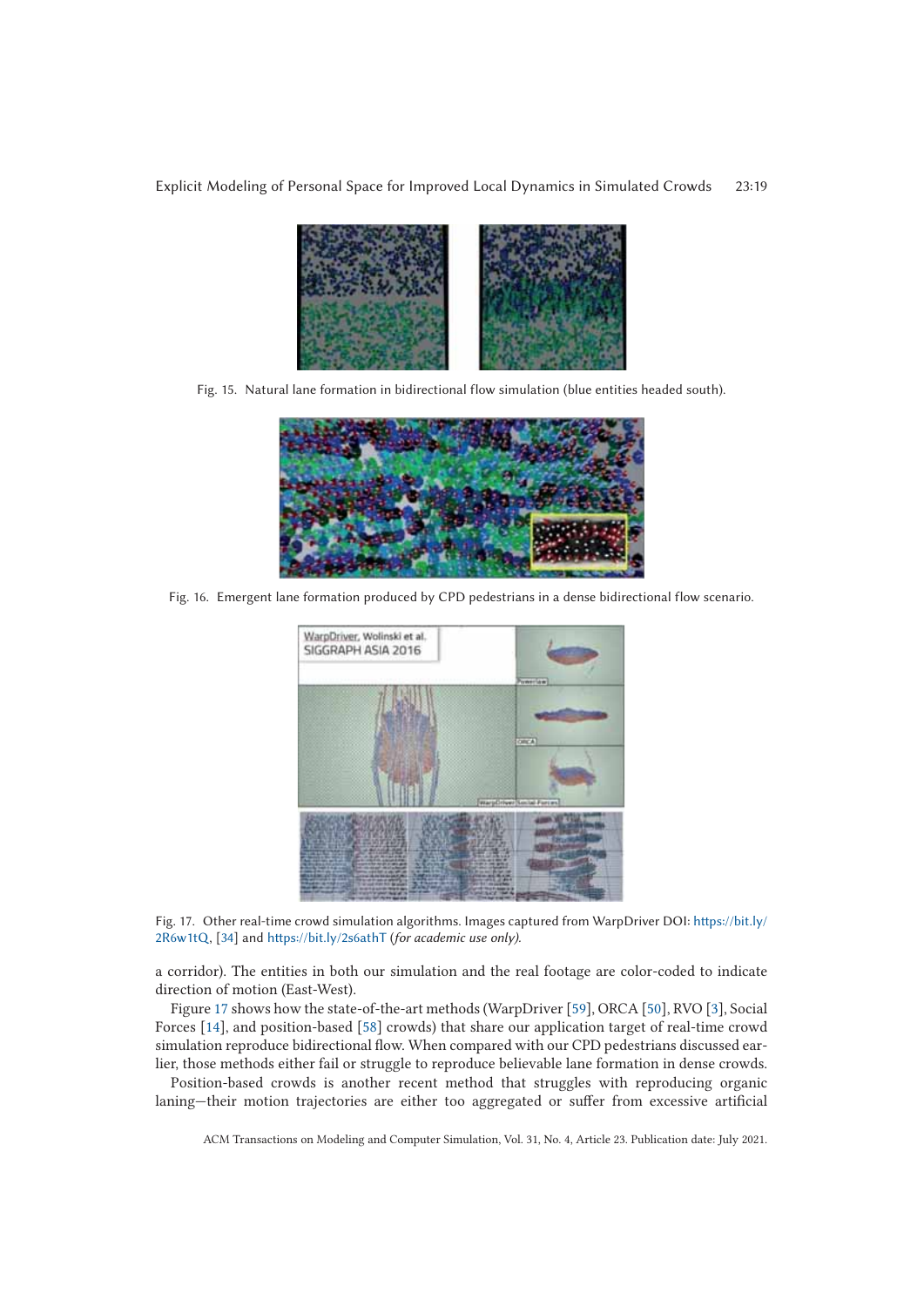Fig. 15. Natural lane formation in bidirectional flow simulation (blue entities headed south).

Fig. 16. Emergent lane formation produced by CPD pedestrians in a dense bidirectional flow scenario.

Fig. 17. Other real-time crowd simulation algorithms. Images captured from WarpDriver DOI: https://bit.ly/2R6w1tQ, [34] and https://bit.ly/2s6athT (*for academic use only*).

a corridor). The entities in both our simulation and the real footage are color-coded to indicate direction of motion (East-West).

Figure 17 shows how the state-of-the-art methods (WarpDriver [59], ORCA [50], RVO [3], Social Forces [14], and position-based [58] crowds) that share our application target of real-time crowd simulation reproduce bidirectional flow. When compared with our CPD pedestrians discussed earlier, those methods either fail or struggle to reproduce believable lane formation in dense crowds.

Position-based crowds is another recent method that struggles with reproducing organic laning—their motion trajectories are either too aggregated or suffer from excessive artificial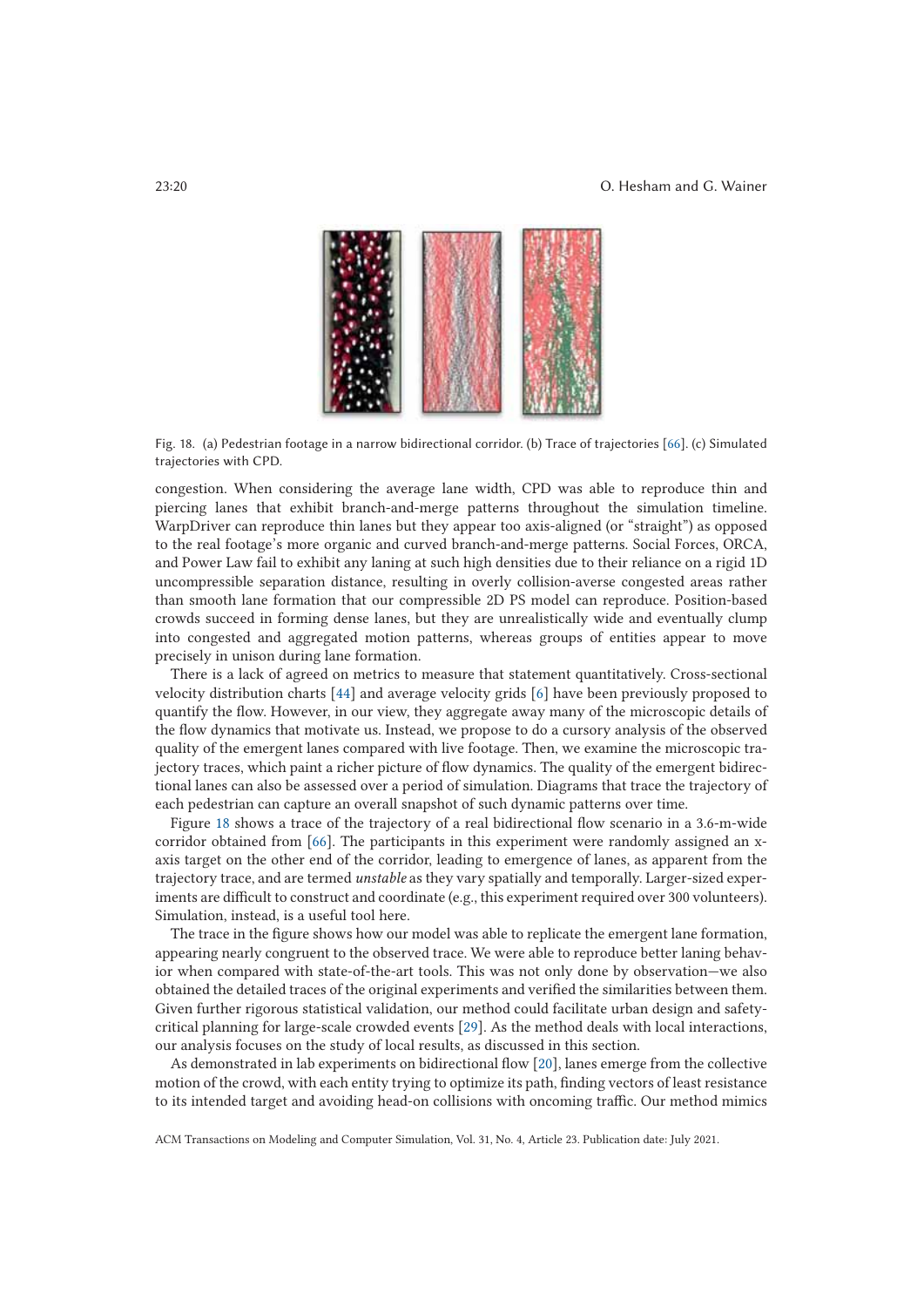Fig. 18. (a) Pedestrian footage in a narrow bidirectional corridor. (b) Trace of trajectories [66]. (c) Simulated trajectories with CPD.

congestion. When considering the average lane width, CPD was able to reproduce thin and piercing lanes that exhibit branch-and-merge patterns throughout the simulation timeline. WarpDriver can reproduce thin lanes but they appear too axis-aligned (or "straight") as opposed to the real footage's more organic and curved branch-and-merge patterns. Social Forces, ORCA, and Power Law fail to exhibit any laning at such high densities due to their reliance on a rigid 1D uncompressible separation distance, resulting in overly collision-averse congested areas rather than smooth lane formation that our compressible 2D PS model can reproduce. Position-based crowds succeed in forming dense lanes, but they are unrealistically wide and eventually clump into congested and aggregated motion patterns, whereas groups of entities appear to move precisely in unison during lane formation.

There is a lack of agreed on metrics to measure that statement quantitatively. Cross-sectional velocity distribution charts [44] and average velocity grids [6] have been previously proposed to quantify the flow. However, in our view, they aggregate away many of the microscopic details of the flow dynamics that motivate us. Instead, we propose to do a cursory analysis of the observed quality of the emergent lanes compared with live footage. Then, we examine the microscopic trajectory traces, which paint a richer picture of flow dynamics. The quality of the emergent bidirectional lanes can also be assessed over a period of simulation. Diagrams that trace the trajectory of each pedestrian can capture an overall snapshot of such dynamic patterns over time.

Figure 18 shows a trace of the trajectory of a real bidirectional flow scenario in a 3.6-m-wide corridor obtained from [66]. The participants in this experiment were randomly assigned an x-axis target on the other end of the corridor, leading to emergence of lanes, as apparent from the trajectory trace, and are termed *unstable* as they vary spatially and temporally. Larger-sized experiments are difficult to construct and coordinate (e.g., this experiment required over 300 volunteers). Simulation, instead, is a useful tool here.

The trace in the figure shows how our model was able to replicate the emergent lane formation, appearing nearly congruent to the observed trace. We were able to reproduce better laning behavior when compared with state-of-the-art tools. This was not only done by observation—we also obtained the detailed traces of the original experiments and verified the similarities between them. Given further rigorous statistical validation, our method could facilitate urban design and safety-critical planning for large-scale crowded events [29]. As the method deals with local interactions, our analysis focuses on the study of local results, as discussed in this section.

As demonstrated in lab experiments on bidirectional flow [20], lanes emerge from the collective motion of the crowd, with each entity trying to optimize its path, finding vectors of least resistance to its intended target and avoiding head-on collisions with oncoming traffic. Our method mimics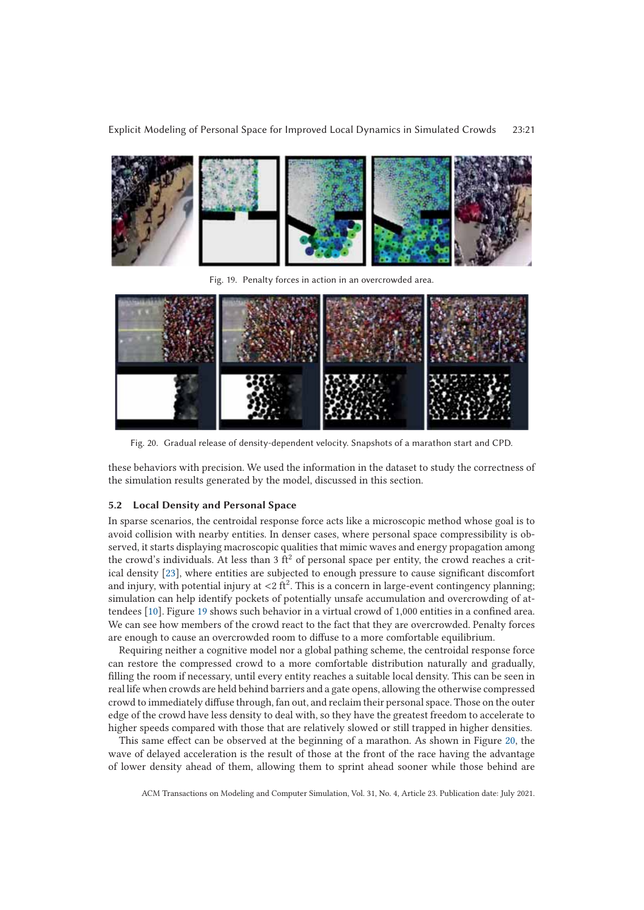Fig. 19. Penalty forces in action in an overcrowded area.

Fig. 20. Gradual release of density-dependent velocity. Snapshots of a marathon start and CPD.

these behaviors with precision. We used the information in the dataset to study the correctness of the simulation results generated by the model, discussed in this section.

### 5.2 Local Density and Personal Space

In sparse scenarios, the centroidal response force acts like a microscopic method whose goal is to avoid collision with nearby entities. In denser cases, where personal space compressibility is observed, it starts displaying macroscopic qualities that mimic waves and energy propagation among the crowd's individuals. At less than 3 $ft^2$ of personal space per entity, the crowd reaches a critical density [23], where entities are subjected to enough pressure to cause significant discomfort and injury, with potential injury at $<2$ $ft^2$. This is a concern in large-event contingency planning; simulation can help identify pockets of potentially unsafe accumulation and overcrowding of attendees [10]. Figure 19 shows such behavior in a virtual crowd of 1,000 entities in a confined area. We can see how members of the crowd react to the fact that they are overcrowded. Penalty forces are enough to cause an overcrowded room to diffuse to a more comfortable equilibrium.

Requiring neither a cognitive model nor a global pathing scheme, the centroidal response force can restore the compressed crowd to a more comfortable distribution naturally and gradually, filling the room if necessary, until every entity reaches a suitable local density. This can be seen in real life when crowds are held behind barriers and a gate opens, allowing the otherwise compressed crowd to immediately diffuse through, fan out, and reclaim their personal space. Those on the outer edge of the crowd have less density to deal with, so they have the greatest freedom to accelerate to higher speeds compared with those that are relatively slowed or still trapped in higher densities.

This same effect can be observed at the beginning of a marathon. As shown in Figure 20, the wave of delayed acceleration is the result of those at the front of the race having the advantage of lower density ahead of them, allowing them to sprint ahead sooner while those behind are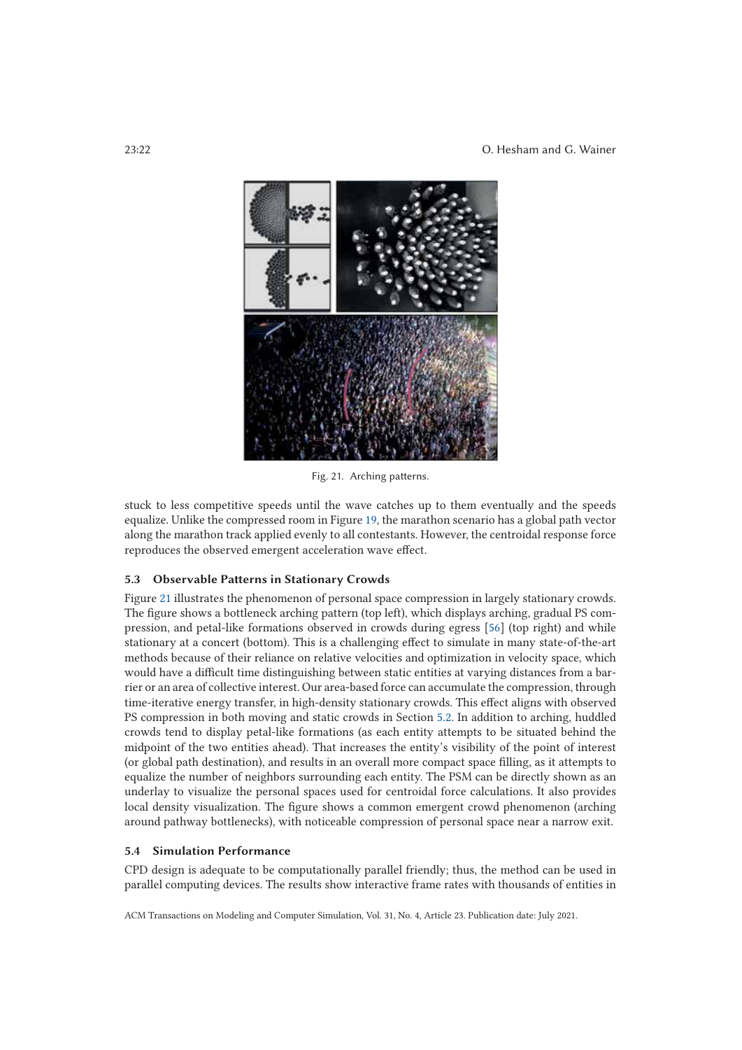Fig. 21. Arching patterns.

stuck to less competitive speeds until the wave catches up to them eventually and the speeds equalize. Unlike the compressed room in Figure 19, the marathon scenario has a global path vector along the marathon track applied evenly to all contestants. However, the centroidal response force reproduces the observed emergent acceleration wave effect.

### 5.3 Observable Patterns in Stationary Crowds

Figure 21 illustrates the phenomenon of personal space compression in largely stationary crowds. The figure shows a bottleneck arching pattern (top left), which displays arching, gradual PS compression, and petal-like formations observed in crowds during egress [56] (top right) and while stationary at a concert (bottom). This is a challenging effect to simulate in many state-of-the-art methods because of their reliance on relative velocities and optimization in velocity space, which would have a difficult time distinguishing between static entities at varying distances from a barrier or an area of collective interest. Our area-based force can accumulate the compression, through time-iterative energy transfer, in high-density stationary crowds. This effect aligns with observed PS compression in both moving and static crowds in Section 5.2. In addition to arching, huddled crowds tend to display petal-like formations (as each entity attempts to be situated behind the midpoint of the two entities ahead). That increases the entity's visibility of the point of interest (or global path destination), and results in an overall more compact space filling, as it attempts to equalize the number of neighbors surrounding each entity. The PSM can be directly shown as an underlay to visualize the personal spaces used for centroidal force calculations. It also provides local density visualization. The figure shows a common emergent crowd phenomenon (arching around pathway bottlenecks), with noticeable compression of personal space near a narrow exit.

### 5.4 Simulation Performance

CPD design is adequate to be computationally parallel friendly; thus, the method can be used in parallel computing devices. The results show interactive frame rates with thousands of entities in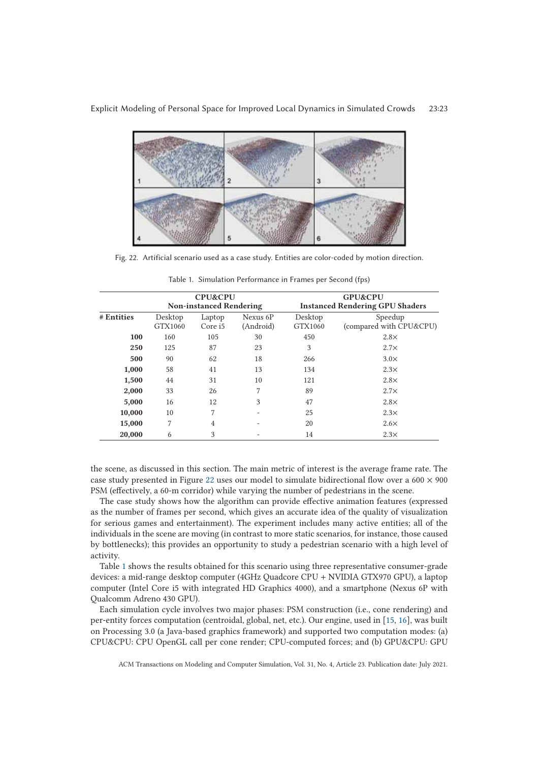Fig. 22. Artificial scenario used as a case study. Entities are color-coded by motion direction.

Table 1. Simulation Performance in Frames per Second (fps)

| | CPU&CPU Non-instanced Rendering | | | GPU&CPU Instanced Rendering GPU Shaders | |
|---|---|---|---|---|---|
| **# Entities** | Desktop GTX1060 | Laptop Core i5 | Nexus 6P (Android) | Desktop GTX1060 | Speedup (compared with CPU&CPU) |
| **100** | 160 | 105 | 30 | 450 | 2.8× |
| **250** | 125 | 87 | 23 | 3 | 2.7× |
| **500** | 90 | 62 | 18 | 266 | 3.0× |
| **1,000** | 58 | 41 | 13 | 134 | 2.3× |
| **1,500** | 44 | 31 | 10 | 121 | 2.8× |
| **2,000** | 33 | 26 | 7 | 89 | 2.7× |
| **5,000** | 16 | 12 | 3 | 47 | 2.8× |
| **10,000** | 10 | 7 | - | 25 | 2.3× |
| **15,000** | 7 | 4 | - | 20 | 2.6× |
| **20,000** | 6 | 3 | - | 14 | 2.3× |

the scene, as discussed in this section. The main metric of interest is the average frame rate. The case study presented in Figure 22 uses our model to simulate bidirectional flow over a $600 \times 900$ PSM (effectively, a 60-m corridor) while varying the number of pedestrians in the scene.

The case study shows how the algorithm can provide effective animation features (expressed as the number of frames per second, which gives an accurate idea of the quality of visualization for serious games and entertainment). The experiment includes many active entities; all of the individuals in the scene are moving (in contrast to more static scenarios, for instance, those caused by bottlenecks); this provides an opportunity to study a pedestrian scenario with a high level of activity.

Table 1 shows the results obtained for this scenario using three representative consumer-grade devices: a mid-range desktop computer (4GHz Quadcore CPU + NVIDIA GTX970 GPU), a laptop computer (Intel Core i5 with integrated HD Graphics 4000), and a smartphone (Nexus 6P with Qualcomm Adreno 430 GPU).

Each simulation cycle involves two major phases: PSM construction (i.e., cone rendering) and per-entity forces computation (centroidal, global, net, etc.). Our engine, used in [15, 16], was built on Processing 3.0 (a Java-based graphics framework) and supported two computation modes: (a) CPU&CPU: CPU OpenGL call per cone render; CPU-computed forces; and (b) GPU&CPU: GPU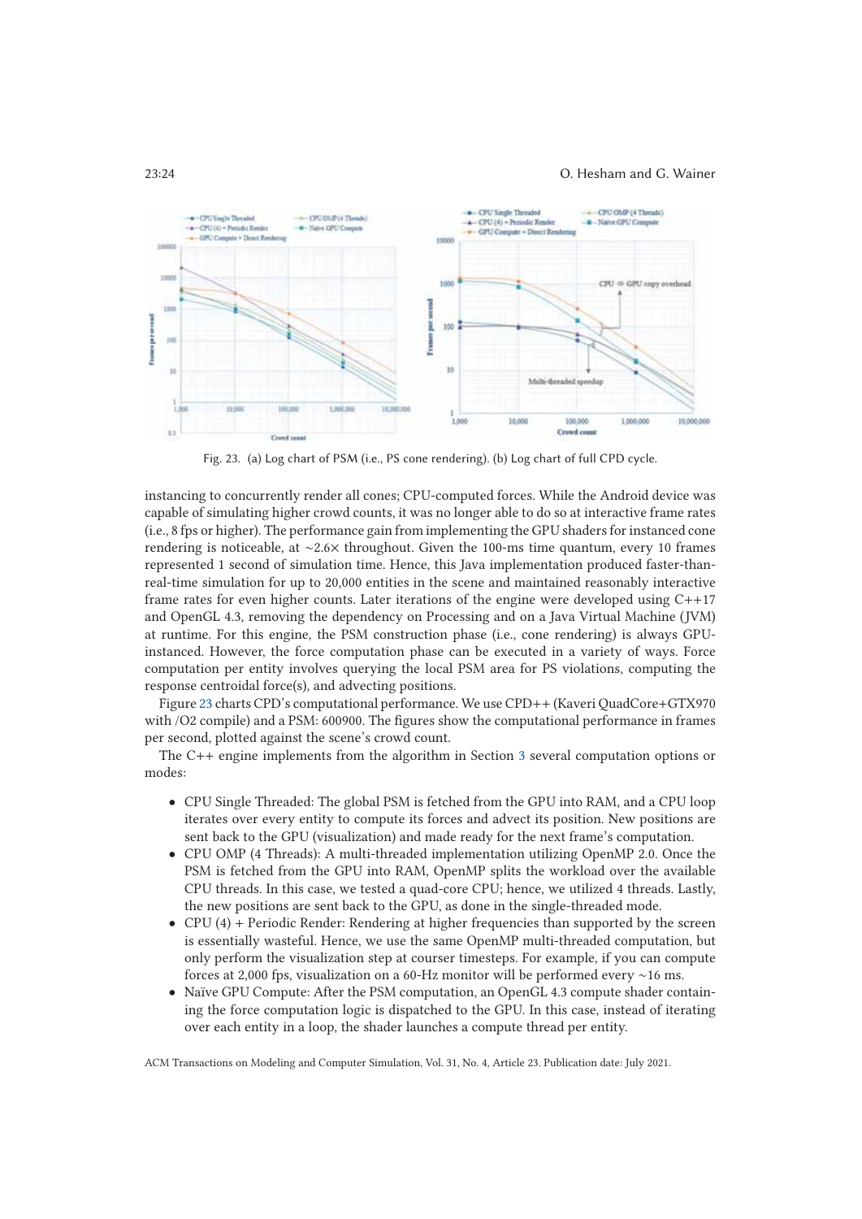Fig. 23. (a) Log chart of PSM (i.e., PS cone rendering). (b) Log chart of full CPD cycle.

instancing to concurrently render all cones; CPU-computed forces. While the Android device was capable of simulating higher crowd counts, it was no longer able to do so at interactive frame rates (i.e., 8 fps or higher). The performance gain from implementing the GPU shaders for instanced cone rendering is noticeable, at ∼2.6× throughout. Given the 100-ms time quantum, every 10 frames represented 1 second of simulation time. Hence, this Java implementation produced faster-than-real-time simulation for up to 20,000 entities in the scene and maintained reasonably interactive frame rates for even higher counts. Later iterations of the engine were developed using C++17 and OpenGL 4.3, removing the dependency on Processing and on a Java Virtual Machine (JVM) at runtime. For this engine, the PSM construction phase (i.e., cone rendering) is always GPU-instanced. However, the force computation phase can be executed in a variety of ways. Force computation per entity involves querying the local PSM area for PS violations, computing the response centroidal force(s), and advecting positions.

Figure 23 charts CPD's computational performance. We use CPD++ (Kaveri QuadCore+GTX970 with /O2 compile) and a PSM: 600900. The figures show the computational performance in frames per second, plotted against the scene's crowd count.

The C++ engine implements from the algorithm in Section 3 several computation options or modes:

- CPU Single Threaded: The global PSM is fetched from the GPU into RAM, and a CPU loop iterates over every entity to compute its forces and advect its position. New positions are sent back to the GPU (visualization) and made ready for the next frame's computation.
- CPU OMP (4 Threads): A multi-threaded implementation utilizing OpenMP 2.0. Once the PSM is fetched from the GPU into RAM, OpenMP splits the workload over the available CPU threads. In this case, we tested a quad-core CPU; hence, we utilized 4 threads. Lastly, the new positions are sent back to the GPU, as done in the single-threaded mode.
- CPU (4) + Periodic Render: Rendering at higher frequencies than supported by the screen is essentially wasteful. Hence, we use the same OpenMP multi-threaded computation, but only perform the visualization step at courser timesteps. For example, if you can compute forces at 2,000 fps, visualization on a 60-Hz monitor will be performed every ∼16 ms.
- Naïve GPU Compute: After the PSM computation, an OpenGL 4.3 compute shader containing the force computation logic is dispatched to the GPU. In this case, instead of iterating over each entity in a loop, the shader launches a compute thread per entity.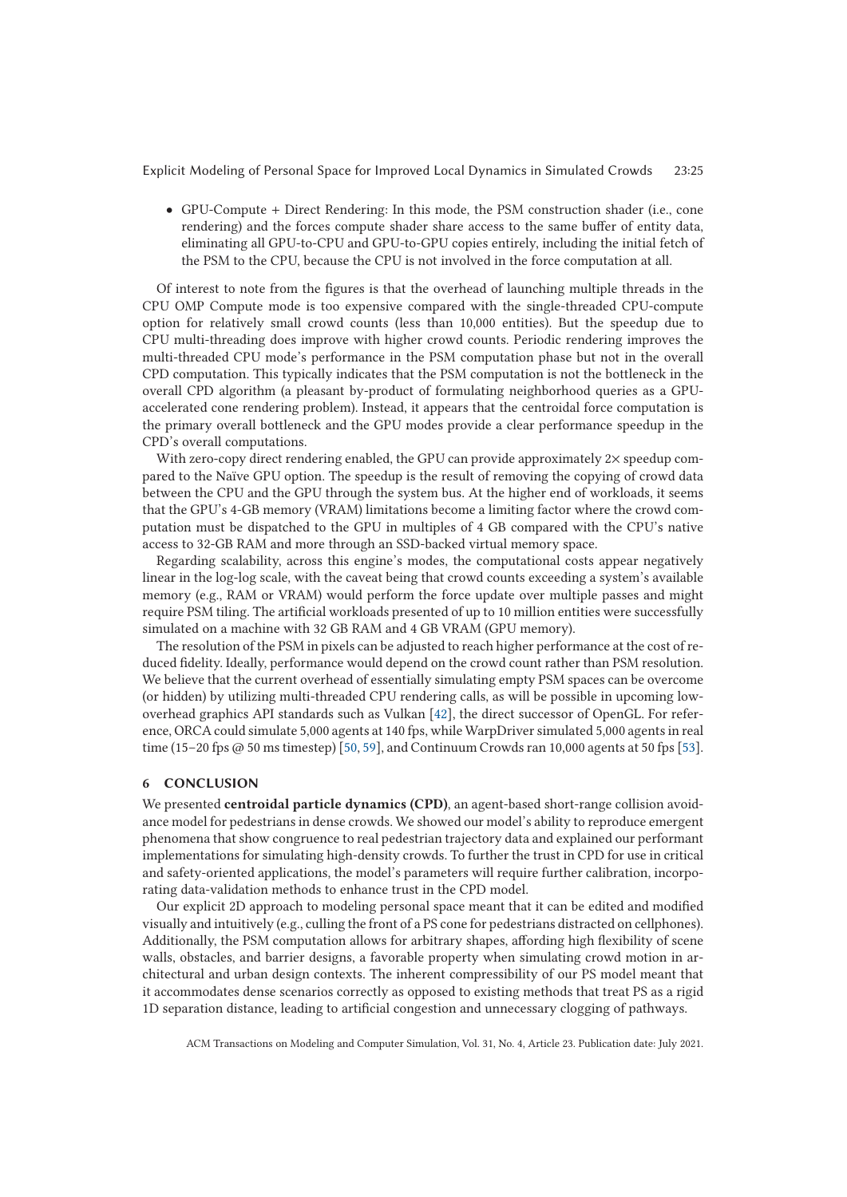- GPU-Compute + Direct Rendering: In this mode, the PSM construction shader (i.e., cone rendering) and the forces compute shader share access to the same buffer of entity data, eliminating all GPU-to-CPU and GPU-to-GPU copies entirely, including the initial fetch of the PSM to the CPU, because the CPU is not involved in the force computation at all.

Of interest to note from the figures is that the overhead of launching multiple threads in the CPU OMP Compute mode is too expensive compared with the single-threaded CPU-compute option for relatively small crowd counts (less than 10,000 entities). But the speedup due to CPU multi-threading does improve with higher crowd counts. Periodic rendering improves the multi-threaded CPU mode's performance in the PSM computation phase but not in the overall CPD computation. This typically indicates that the PSM computation is not the bottleneck in the overall CPD algorithm (a pleasant by-product of formulating neighborhood queries as a GPU-accelerated cone rendering problem). Instead, it appears that the centroidal force computation is the primary overall bottleneck and the GPU modes provide a clear performance speedup in the CPD's overall computations.

With zero-copy direct rendering enabled, the GPU can provide approximately 2× speedup compared to the Naïve GPU option. The speedup is the result of removing the copying of crowd data between the CPU and the GPU through the system bus. At the higher end of workloads, it seems that the GPU's 4-GB memory (VRAM) limitations become a limiting factor where the crowd computation must be dispatched to the GPU in multiples of 4 GB compared with the CPU's native access to 32-GB RAM and more through an SSD-backed virtual memory space.

Regarding scalability, across this engine's modes, the computational costs appear negatively linear in the log-log scale, with the caveat being that crowd counts exceeding a system's available memory (e.g., RAM or VRAM) would perform the force update over multiple passes and might require PSM tiling. The artificial workloads presented of up to 10 million entities were successfully simulated on a machine with 32 GB RAM and 4 GB VRAM (GPU memory).

The resolution of the PSM in pixels can be adjusted to reach higher performance at the cost of reduced fidelity. Ideally, performance would depend on the crowd count rather than PSM resolution. We believe that the current overhead of essentially simulating empty PSM spaces can be overcome (or hidden) by utilizing multi-threaded CPU rendering calls, as will be possible in upcoming low-overhead graphics API standards such as Vulkan [42], the direct successor of OpenGL. For reference, ORCA could simulate 5,000 agents at 140 fps, while WarpDriver simulated 5,000 agents in real time (15–20 fps @ 50 ms timestep) [50, 59], and Continuum Crowds ran 10,000 agents at 50 fps [53].

## 6 CONCLUSION

We presented **centroidal particle dynamics (CPD)**, an agent-based short-range collision avoidance model for pedestrians in dense crowds. We showed our model's ability to reproduce emergent phenomena that show congruence to real pedestrian trajectory data and explained our performant implementations for simulating high-density crowds. To further the trust in CPD for use in critical and safety-oriented applications, the model's parameters will require further calibration, incorporating data-validation methods to enhance trust in the CPD model.

Our explicit 2D approach to modeling personal space meant that it can be edited and modified visually and intuitively (e.g., culling the front of a PS cone for pedestrians distracted on cellphones). Additionally, the PSM computation allows for arbitrary shapes, affording high flexibility of scene walls, obstacles, and barrier designs, a favorable property when simulating crowd motion in architectural and urban design contexts. The inherent compressibility of our PS model meant that it accommodates dense scenarios correctly as opposed to existing methods that treat PS as a rigid 1D separation distance, leading to artificial congestion and unnecessary clogging of pathways.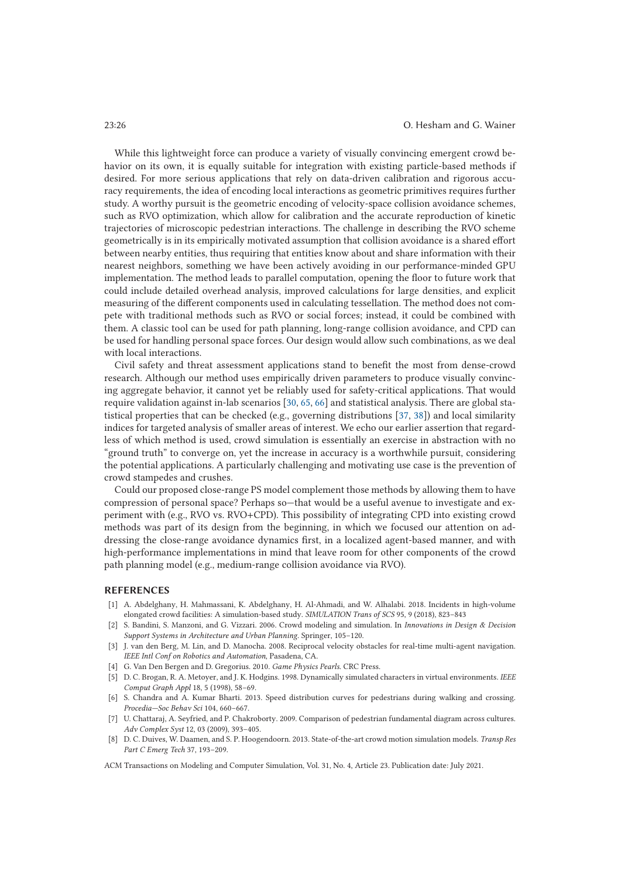While this lightweight force can produce a variety of visually convincing emergent crowd behavior on its own, it is equally suitable for integration with existing particle-based methods if desired. For more serious applications that rely on data-driven calibration and rigorous accuracy requirements, the idea of encoding local interactions as geometric primitives requires further study. A worthy pursuit is the geometric encoding of velocity-space collision avoidance schemes, such as RVO optimization, which allow for calibration and the accurate reproduction of kinetic trajectories of microscopic pedestrian interactions. The challenge in describing the RVO scheme geometrically is in its empirically motivated assumption that collision avoidance is a shared effort between nearby entities, thus requiring that entities know about and share information with their nearest neighbors, something we have been actively avoiding in our performance-minded GPU implementation. The method leads to parallel computation, opening the floor to future work that could include detailed overhead analysis, improved calculations for large densities, and explicit measuring of the different components used in calculating tessellation. The method does not compete with traditional methods such as RVO or social forces; instead, it could be combined with them. A classic tool can be used for path planning, long-range collision avoidance, and CPD can be used for handling personal space forces. Our design would allow such combinations, as we deal with local interactions.

Civil safety and threat assessment applications stand to benefit the most from dense-crowd research. Although our method uses empirically driven parameters to produce visually convincing aggregate behavior, it cannot yet be reliably used for safety-critical applications. That would require validation against in-lab scenarios [30, 65, 66] and statistical analysis. There are global statistical properties that can be checked (e.g., governing distributions [37, 38]) and local similarity indices for targeted analysis of smaller areas of interest. We echo our earlier assertion that regardless of which method is used, crowd simulation is essentially an exercise in abstraction with no "ground truth" to converge on, yet the increase in accuracy is a worthwhile pursuit, considering the potential applications. A particularly challenging and motivating use case is the prevention of crowd stampedes and crushes.

Could our proposed close-range PS model complement those methods by allowing them to have compression of personal space? Perhaps so—that would be a useful avenue to investigate and experiment with (e.g., RVO vs. RVO+CPD). This possibility of integrating CPD into existing crowd methods was part of its design from the beginning, in which we focused our attention on addressing the close-range avoidance dynamics first, in a localized agent-based manner, and with high-performance implementations in mind that leave room for other components of the crowd path planning model (e.g., medium-range collision avoidance via RVO).

## REFERENCES

[1] A. Abdelghany, H. Mahmassani, K. Abdelghany, H. Al-Ahmadi, and W. Alhalabi. 2018. Incidents in high-volume elongated crowd facilities: A simulation-based study. *SIMULATION Trans of SCS* 95, 9 (2018), 823–843

[2] S. Bandini, S. Manzoni, and G. Vizzari. 2006. Crowd modeling and simulation. In *Innovations in Design & Decision Support Systems in Architecture and Urban Planning*. Springer, 105–120.

[3] J. van den Berg, M. Lin, and D. Manocha. 2008. Reciprocal velocity obstacles for real-time multi-agent navigation. *IEEE Intl Conf on Robotics and Automation*, Pasadena, CA.

[4] G. Van Den Bergen and D. Gregorius. 2010. *Game Physics Pearls*. CRC Press.

[5] D. C. Brogan, R. A. Metoyer, and J. K. Hodgins. 1998. Dynamically simulated characters in virtual environments. *IEEE Comput Graph Appl* 18, 5 (1998), 58–69.

[6] S. Chandra and A. Kumar Bharti. 2013. Speed distribution curves for pedestrians during walking and crossing. *Procedia—Soc Behav Sci* 104, 660–667.

[7] U. Chattaraj, A. Seyfried, and P. Chakroborty. 2009. Comparison of pedestrian fundamental diagram across cultures. *Adv Complex Syst* 12, 03 (2009), 393–405.

[8] D. C. Duives, W. Daamen, and S. P. Hoogendoorn. 2013. State-of-the-art crowd motion simulation models. *Transp Res Part C Emerg Tech* 37, 193–209.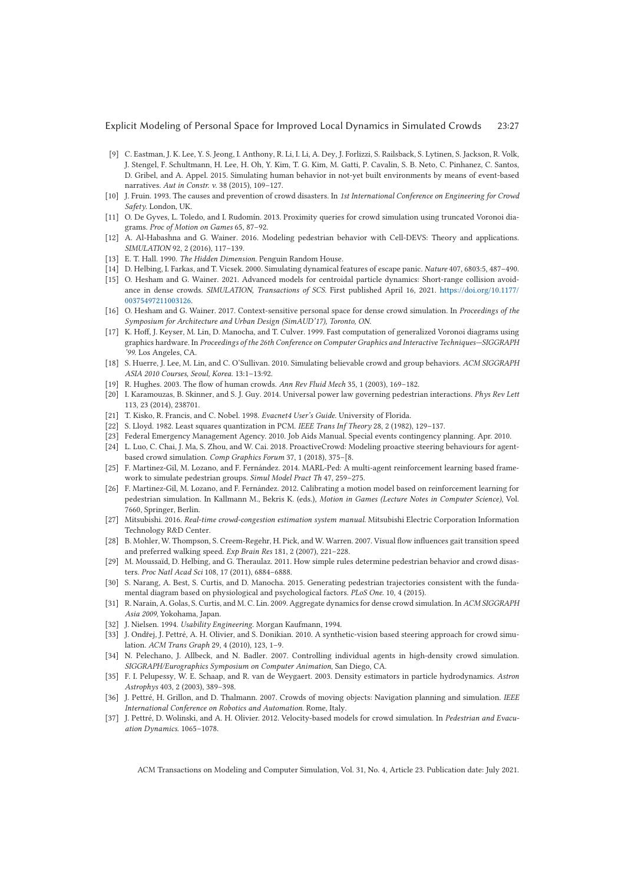- [9] C. Eastman, J. K. Lee, Y. S. Jeong, I. Anthony, R. Li, I. Li, A. Dey, J. Forlizzi, S. Railsback, S. Lytinen, S. Jackson, R. Volk, J. Stengel, F. Schultmann, H. Lee, H. Oh, Y. Kim, T. G. Kim, M. Gatti, P. Cavalin, S. B. Neto, C. Pinhanez, C. Santos, D. Gribel, and A. Appel. 2015. Simulating human behavior in not-yet built environments by means of event-based narratives. *Aut in Constr. v.* 38 (2015), 109–127.
- [10] J. Fruin. 1993. The causes and prevention of crowd disasters. In *1st International Conference on Engineering for Crowd Safety.* London, UK.
- [11] O. De Gyves, L. Toledo, and I. Rudomín. 2013. Proximity queries for crowd simulation using truncated Voronoi diagrams. *Proc of Motion on Games* 65, 87–92.
- [12] A. Al-Habashna and G. Wainer. 2016. Modeling pedestrian behavior with Cell-DEVS: Theory and applications. *SIMULATION* 92, 2 (2016), 117–139.
- [13] E. T. Hall. 1990. *The Hidden Dimension.* Penguin Random House.
- [14] D. Helbing, I. Farkas, and T. Vicsek. 2000. Simulating dynamical features of escape panic. *Nature* 407, 6803:5, 487–490.
- [15] O. Hesham and G. Wainer. 2021. Advanced models for centroidal particle dynamics: Short-range collision avoidance in dense crowds. *SIMULATION, Transactions of SCS.* First published April 16, 2021. https://doi.org/10.1177/00375497211003126.
- [16] O. Hesham and G. Wainer. 2017. Context-sensitive personal space for dense crowd simulation. In *Proceedings of the Symposium for Architecture and Urban Design (SimAUD'17), Toronto, ON.*
- [17] K. Hoff, J. Keyser, M. Lin, D. Manocha, and T. Culver. 1999. Fast computation of generalized Voronoi diagrams using graphics hardware. In *Proceedings of the 26th Conference on Computer Graphics and Interactive Techniques—SIGGRAPH '99.* Los Angeles, CA.
- [18] S. Huerre, J. Lee, M. Lin, and C. O'Sullivan. 2010. Simulating believable crowd and group behaviors. *ACM SIGGRAPH ASIA 2010 Courses, Seoul, Korea.* 13:1–13:92.
- [19] R. Hughes. 2003. The flow of human crowds. *Ann Rev Fluid Mech* 35, 1 (2003), 169–182.
- [20] I. Karamouzas, B. Skinner, and S. J. Guy. 2014. Universal power law governing pedestrian interactions. *Phys Rev Lett* 113, 23 (2014), 238701.
- [21] T. Kisko, R. Francis, and C. Nobel. 1998. *Evacnet4 User's Guide.* University of Florida.
- [22] S. Lloyd. 1982. Least squares quantization in PCM. *IEEE Trans Inf Theory* 28, 2 (1982), 129–137.
- [23] Federal Emergency Management Agency. 2010. Job Aids Manual. Special events contingency planning. Apr. 2010.
- [24] L. Luo, C. Chai, J. Ma, S. Zhou, and W. Cai. 2018. ProactiveCrowd: Modeling proactive steering behaviours for agent-based crowd simulation. *Comp Graphics Forum* 37, 1 (2018), 375–[8.
- [25] F. Martinez-Gil, M. Lozano, and F. Fernández. 2014. MARL-Ped: A multi-agent reinforcement learning based framework to simulate pedestrian groups. *Simul Model Pract Th* 47, 259–275.
- [26] F. Martinez-Gil, M. Lozano, and F. Fernández. 2012. Calibrating a motion model based on reinforcement learning for pedestrian simulation. In Kallmann M., Bekris K. (eds.), *Motion in Games (Lecture Notes in Computer Science)*, Vol. 7660, Springer, Berlin.
- [27] Mitsubishi. 2016. *Real-time crowd-congestion estimation system manual.* Mitsubishi Electric Corporation Information Technology R&D Center.
- [28] B. Mohler, W. Thompson, S. Creem-Regehr, H. Pick, and W. Warren. 2007. Visual flow influences gait transition speed and preferred walking speed. *Exp Brain Res* 181, 2 (2007), 221–228.
- [29] M. Moussaïd, D. Helbing, and G. Theraulaz. 2011. How simple rules determine pedestrian behavior and crowd disasters. *Proc Natl Acad Sci* 108, 17 (2011), 6884–6888.
- [30] S. Narang, A. Best, S. Curtis, and D. Manocha. 2015. Generating pedestrian trajectories consistent with the fundamental diagram based on physiological and psychological factors. *PLoS One.* 10, 4 (2015).
- [31] R. Narain, A. Golas, S. Curtis, and M. C. Lin. 2009. Aggregate dynamics for dense crowd simulation. In *ACM SIGGRAPH Asia 2009*, Yokohama, Japan.
- [32] J. Nielsen. 1994. *Usability Engineering.* Morgan Kaufmann, 1994.
- [33] J. Ondřej, J. Pettré, A. H. Olivier, and S. Donikian. 2010. A synthetic-vision based steering approach for crowd simulation. *ACM Trans Graph* 29, 4 (2010), 123, 1–9.
- [34] N. Pelechano, J. Allbeck, and N. Badler. 2007. Controlling individual agents in high-density crowd simulation. *SIGGRAPH/Eurographics Symposium on Computer Animation*, San Diego, CA.
- [35] F. I. Pelupessy, W. E. Schaap, and R. van de Weygaert. 2003. Density estimators in particle hydrodynamics. *Astron Astrophys* 403, 2 (2003), 389–398.
- [36] J. Pettré, H. Grillon, and D. Thalmann. 2007. Crowds of moving objects: Navigation planning and simulation. *IEEE International Conference on Robotics and Automation.* Rome, Italy.
- [37] J. Pettré, D. Wolinski, and A. H. Olivier. 2012. Velocity-based models for crowd simulation. In *Pedestrian and Evacuation Dynamics.* 1065–1078.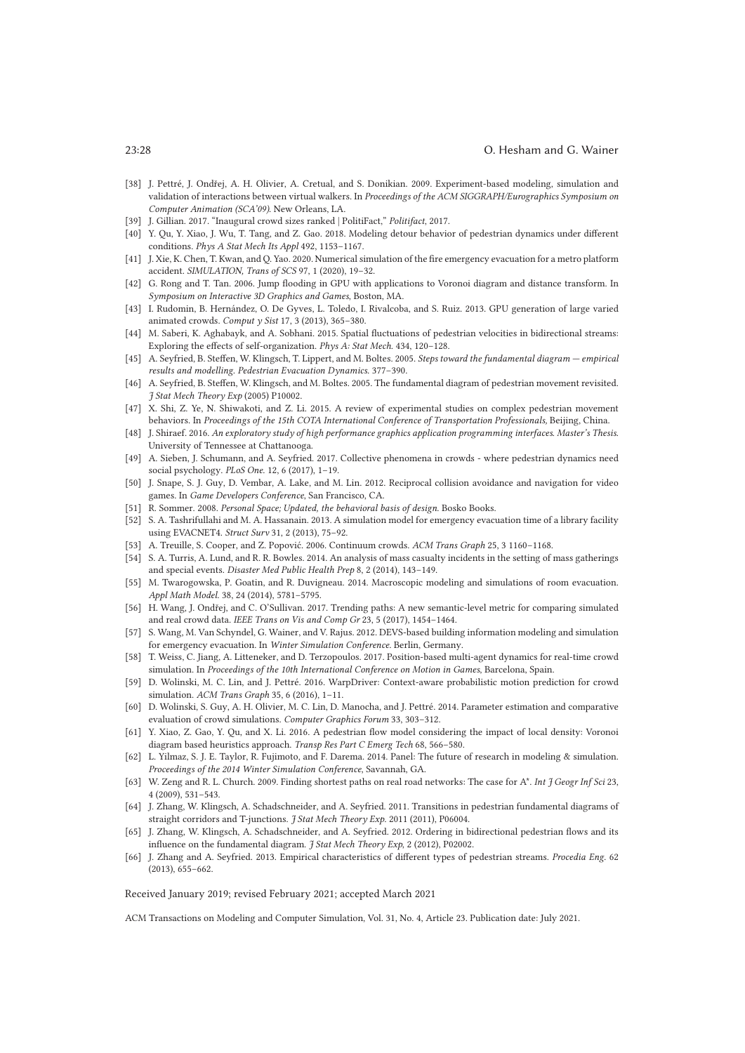- [38] J. Pettré, J. Ondřej, A. H. Olivier, A. Cretual, and S. Donikian. 2009. Experiment-based modeling, simulation and validation of interactions between virtual walkers. In *Proceedings of the ACM SIGGRAPH/Eurographics Symposium on Computer Animation (SCA'09)*. New Orleans, LA.
- [39] J. Gillian. 2017. "Inaugural crowd sizes ranked | PolitiFact," *Politifact*, 2017.
- [40] Y. Qu, Y. Xiao, J. Wu, T. Tang, and Z. Gao. 2018. Modeling detour behavior of pedestrian dynamics under different conditions. *Phys A Stat Mech Its Appl* 492, 1153–1167.
- [41] J. Xie, K. Chen, T. Kwan, and Q. Yao. 2020. Numerical simulation of the fire emergency evacuation for a metro platform accident. *SIMULATION, Trans of SCS* 97, 1 (2020), 19–32.
- [42] G. Rong and T. Tan. 2006. Jump flooding in GPU with applications to Voronoi diagram and distance transform. In *Symposium on Interactive 3D Graphics and Games*, Boston, MA.
- [43] I. Rudomin, B. Hernández, O. De Gyves, L. Toledo, I. Rivalcoba, and S. Ruiz. 2013. GPU generation of large varied animated crowds. *Comput y Sist* 17, 3 (2013), 365–380.
- [44] M. Saberi, K. Aghabayk, and A. Sobhani. 2015. Spatial fluctuations of pedestrian velocities in bidirectional streams: Exploring the effects of self-organization. *Phys A: Stat Mech*. 434, 120–128.
- [45] A. Seyfried, B. Steffen, W. Klingsch, T. Lippert, and M. Boltes. 2005. *Steps toward the fundamental diagram — empirical results and modelling. Pedestrian Evacuation Dynamics*. 377–390.
- [46] A. Seyfried, B. Steffen, W. Klingsch, and M. Boltes. 2005. The fundamental diagram of pedestrian movement revisited. *J Stat Mech Theory Exp* (2005) P10002.
- [47] X. Shi, Z. Ye, N. Shiwakoti, and Z. Li. 2015. A review of experimental studies on complex pedestrian movement behaviors. In *Proceedings of the 15th COTA International Conference of Transportation Professionals*, Beijing, China.
- [48] J. Shiraef. 2016. *An exploratory study of high performance graphics application programming interfaces. Master's Thesis*. University of Tennessee at Chattanooga.
- [49] A. Sieben, J. Schumann, and A. Seyfried. 2017. Collective phenomena in crowds - where pedestrian dynamics need social psychology. *PLoS One*. 12, 6 (2017), 1–19.
- [50] J. Snape, S. J. Guy, D. Vembar, A. Lake, and M. Lin. 2012. Reciprocal collision avoidance and navigation for video games. In *Game Developers Conference*, San Francisco, CA.
- [51] R. Sommer. 2008. *Personal Space; Updated, the behavioral basis of design*. Bosko Books.
- [52] S. A. Tashrifullahi and M. A. Hassanain. 2013. A simulation model for emergency evacuation time of a library facility using EVACNET4. *Struct Surv* 31, 2 (2013), 75–92.
- [53] A. Treuille, S. Cooper, and Z. Popović. 2006. Continuum crowds. *ACM Trans Graph* 25, 3 1160–1168.
- [54] S. A. Turris, A. Lund, and R. R. Bowles. 2014. An analysis of mass casualty incidents in the setting of mass gatherings and special events. *Disaster Med Public Health Prep* 8, 2 (2014), 143–149.
- [55] M. Twarogowska, P. Goatin, and R. Duvigneau. 2014. Macroscopic modeling and simulations of room evacuation. *Appl Math Model*. 38, 24 (2014), 5781–5795.
- [56] H. Wang, J. Ondřej, and C. O'Sullivan. 2017. Trending paths: A new semantic-level metric for comparing simulated and real crowd data. *IEEE Trans on Vis and Comp Gr* 23, 5 (2017), 1454–1464.
- [57] S. Wang, M. Van Schyndel, G. Wainer, and V. Rajus. 2012. DEVS-based building information modeling and simulation for emergency evacuation. In *Winter Simulation Conference*. Berlin, Germany.
- [58] T. Weiss, C. Jiang, A. Litteneker, and D. Terzopoulos. 2017. Position-based multi-agent dynamics for real-time crowd simulation. In *Proceedings of the 10th International Conference on Motion in Games*, Barcelona, Spain.
- [59] D. Wolinski, M. C. Lin, and J. Pettré. 2016. WarpDriver: Context-aware probabilistic motion prediction for crowd simulation. *ACM Trans Graph* 35, 6 (2016), 1–11.
- [60] D. Wolinski, S. Guy, A. H. Olivier, M. C. Lin, D. Manocha, and J. Pettré. 2014. Parameter estimation and comparative evaluation of crowd simulations. *Computer Graphics Forum* 33, 303–312.
- [61] Y. Xiao, Z. Gao, Y. Qu, and X. Li. 2016. A pedestrian flow model considering the impact of local density: Voronoi diagram based heuristics approach. *Transp Res Part C Emerg Tech* 68, 566–580.
- [62] L. Yilmaz, S. J. E. Taylor, R. Fujimoto, and F. Darema. 2014. Panel: The future of research in modeling & simulation. *Proceedings of the 2014 Winter Simulation Conference*, Savannah, GA.
- [63] W. Zeng and R. L. Church. 2009. Finding shortest paths on real road networks: The case for A*. *Int J Geogr Inf Sci* 23, 4 (2009), 531–543.
- [64] J. Zhang, W. Klingsch, A. Schadschneider, and A. Seyfried. 2011. Transitions in pedestrian fundamental diagrams of straight corridors and T-junctions. *J Stat Mech Theory Exp*. 2011 (2011), P06004.
- [65] J. Zhang, W. Klingsch, A. Schadschneider, and A. Seyfried. 2012. Ordering in bidirectional pedestrian flows and its influence on the fundamental diagram. *J Stat Mech Theory Exp*, 2 (2012), P02002.
- [66] J. Zhang and A. Seyfried. 2013. Empirical characteristics of different types of pedestrian streams. *Procedia Eng*. 62 (2013), 655–662.

Received January 2019; revised February 2021; accepted March 2021